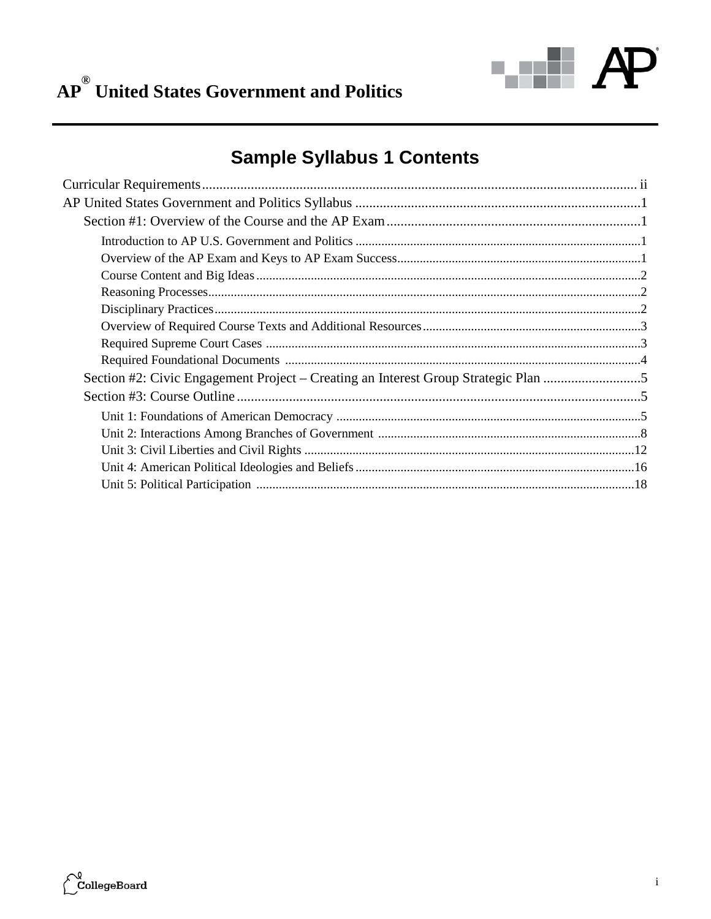# AP® United States Government and Politics

## Sample Syllabus 1 Contents

Curricular Requirements .......... ii

AP United States Government and Politics Syllabus .......... 1

- Section #1: Overview of the Course and the AP Exam .......... 1
  - Introduction to AP U.S. Government and Politics .......... 1
  - Overview of the AP Exam and Keys to AP Exam Success .......... 1
  - Course Content and Big Ideas .......... 2
  - Reasoning Processes .......... 2
  - Disciplinary Practices .......... 2
  - Overview of Required Course Texts and Additional Resources .......... 3
  - Required Supreme Court Cases .......... 3
  - Required Foundational Documents .......... 4
- Section #2: Civic Engagement Project – Creating an Interest Group Strategic Plan .......... 5
- Section #3: Course Outline .......... 5
  - Unit 1: Foundations of American Democracy .......... 5
  - Unit 2: Interactions Among Branches of Government .......... 8
  - Unit 3: Civil Liberties and Civil Rights .......... 12
  - Unit 4: American Political Ideologies and Beliefs .......... 16
  - Unit 5: Political Participation .......... 18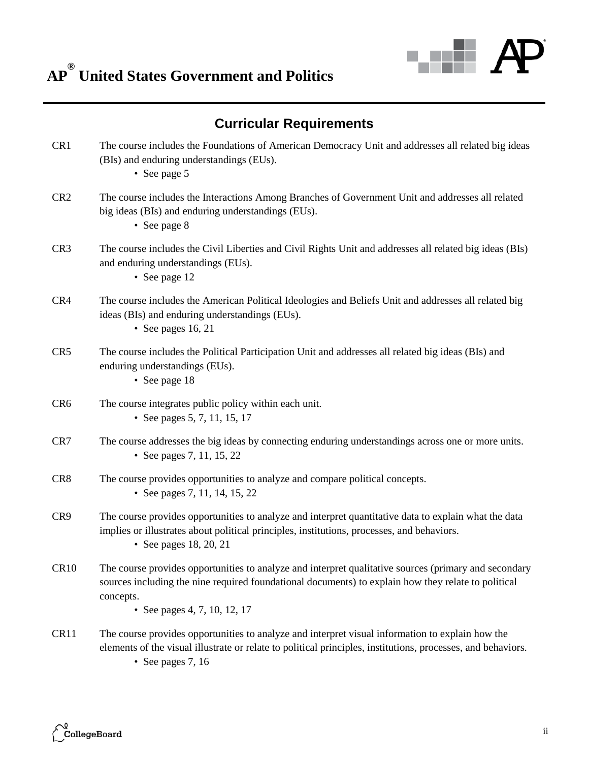# AP® United States Government and Politics

## Curricular Requirements

**CR1** The course includes the Foundations of American Democracy Unit and addresses all related big ideas (BIs) and enduring understandings (EUs).
- See page 5

**CR2** The course includes the Interactions Among Branches of Government Unit and addresses all related big ideas (BIs) and enduring understandings (EUs).
- See page 8

**CR3** The course includes the Civil Liberties and Civil Rights Unit and addresses all related big ideas (BIs) and enduring understandings (EUs).
- See page 12

**CR4** The course includes the American Political Ideologies and Beliefs Unit and addresses all related big ideas (BIs) and enduring understandings (EUs).
- See pages 16, 21

**CR5** The course includes the Political Participation Unit and addresses all related big ideas (BIs) and enduring understandings (EUs).
- See page 18

**CR6** The course integrates public policy within each unit.
- See pages 5, 7, 11, 15, 17

**CR7** The course addresses the big ideas by connecting enduring understandings across one or more units.
- See pages 7, 11, 15, 22

**CR8** The course provides opportunities to analyze and compare political concepts.
- See pages 7, 11, 14, 15, 22

**CR9** The course provides opportunities to analyze and interpret quantitative data to explain what the data implies or illustrates about political principles, institutions, processes, and behaviors.
- See pages 18, 20, 21

**CR10** The course provides opportunities to analyze and interpret qualitative sources (primary and secondary sources including the nine required foundational documents) to explain how they relate to political concepts.
- See pages 4, 7, 10, 12, 17

**CR11** The course provides opportunities to analyze and interpret visual information to explain how the elements of the visual illustrate or relate to political principles, institutions, processes, and behaviors.
- See pages 7, 16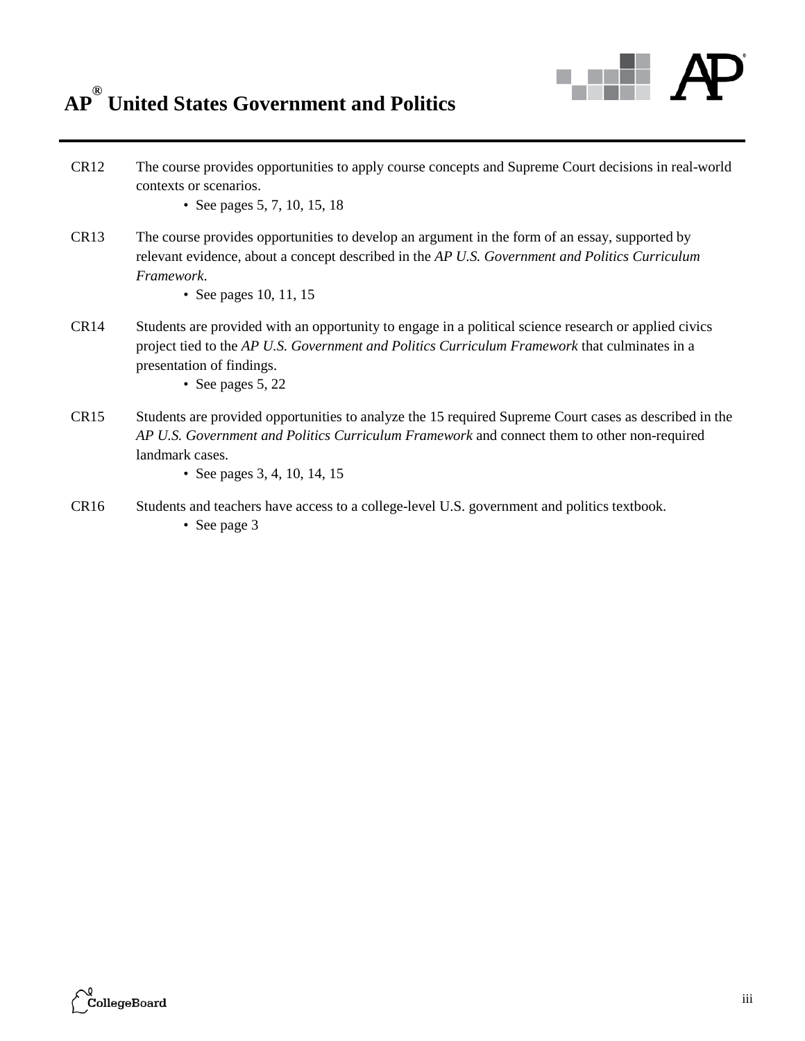CR12 The course provides opportunities to apply course concepts and Supreme Court decisions in real-world contexts or scenarios.

- See pages 5, 7, 10, 15, 18

CR13 The course provides opportunities to develop an argument in the form of an essay, supported by relevant evidence, about a concept described in the *AP U.S. Government and Politics Curriculum Framework*.

- See pages 10, 11, 15

CR14 Students are provided with an opportunity to engage in a political science research or applied civics project tied to the *AP U.S. Government and Politics Curriculum Framework* that culminates in a presentation of findings.

- See pages 5, 22

CR15 Students are provided opportunities to analyze the 15 required Supreme Court cases as described in the *AP U.S. Government and Politics Curriculum Framework* and connect them to other non-required landmark cases.

- See pages 3, 4, 10, 14, 15

CR16 Students and teachers have access to a college-level U.S. government and politics textbook.

- See page 3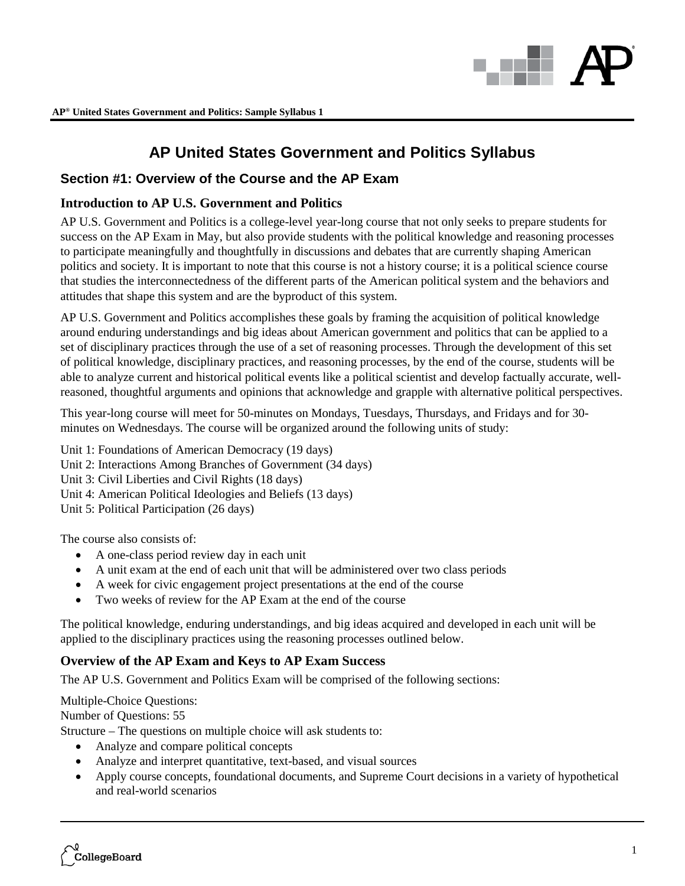# AP United States Government and Politics Syllabus

## Section #1: Overview of the Course and the AP Exam

### Introduction to AP U.S. Government and Politics

AP U.S. Government and Politics is a college-level year-long course that not only seeks to prepare students for success on the AP Exam in May, but also provide students with the political knowledge and reasoning processes to participate meaningfully and thoughtfully in discussions and debates that are currently shaping American politics and society. It is important to note that this course is not a history course; it is a political science course that studies the interconnectedness of the different parts of the American political system and the behaviors and attitudes that shape this system and are the byproduct of this system.

AP U.S. Government and Politics accomplishes these goals by framing the acquisition of political knowledge around enduring understandings and big ideas about American government and politics that can be applied to a set of disciplinary practices through the use of a set of reasoning processes. Through the development of this set of political knowledge, disciplinary practices, and reasoning processes, by the end of the course, students will be able to analyze current and historical political events like a political scientist and develop factually accurate, well-reasoned, thoughtful arguments and opinions that acknowledge and grapple with alternative political perspectives.

This year-long course will meet for 50-minutes on Mondays, Tuesdays, Thursdays, and Fridays and for 30-minutes on Wednesdays. The course will be organized around the following units of study:

Unit 1: Foundations of American Democracy (19 days)
Unit 2: Interactions Among Branches of Government (34 days)
Unit 3: Civil Liberties and Civil Rights (18 days)
Unit 4: American Political Ideologies and Beliefs (13 days)
Unit 5: Political Participation (26 days)

The course also consists of:

- A one-class period review day in each unit
- A unit exam at the end of each unit that will be administered over two class periods
- A week for civic engagement project presentations at the end of the course
- Two weeks of review for the AP Exam at the end of the course

The political knowledge, enduring understandings, and big ideas acquired and developed in each unit will be applied to the disciplinary practices using the reasoning processes outlined below.

### Overview of the AP Exam and Keys to AP Exam Success

The AP U.S. Government and Politics Exam will be comprised of the following sections:

Multiple-Choice Questions:
Number of Questions: 55
Structure – The questions on multiple choice will ask students to:

- Analyze and compare political concepts
- Analyze and interpret quantitative, text-based, and visual sources
- Apply course concepts, foundational documents, and Supreme Court decisions in a variety of hypothetical and real-world scenarios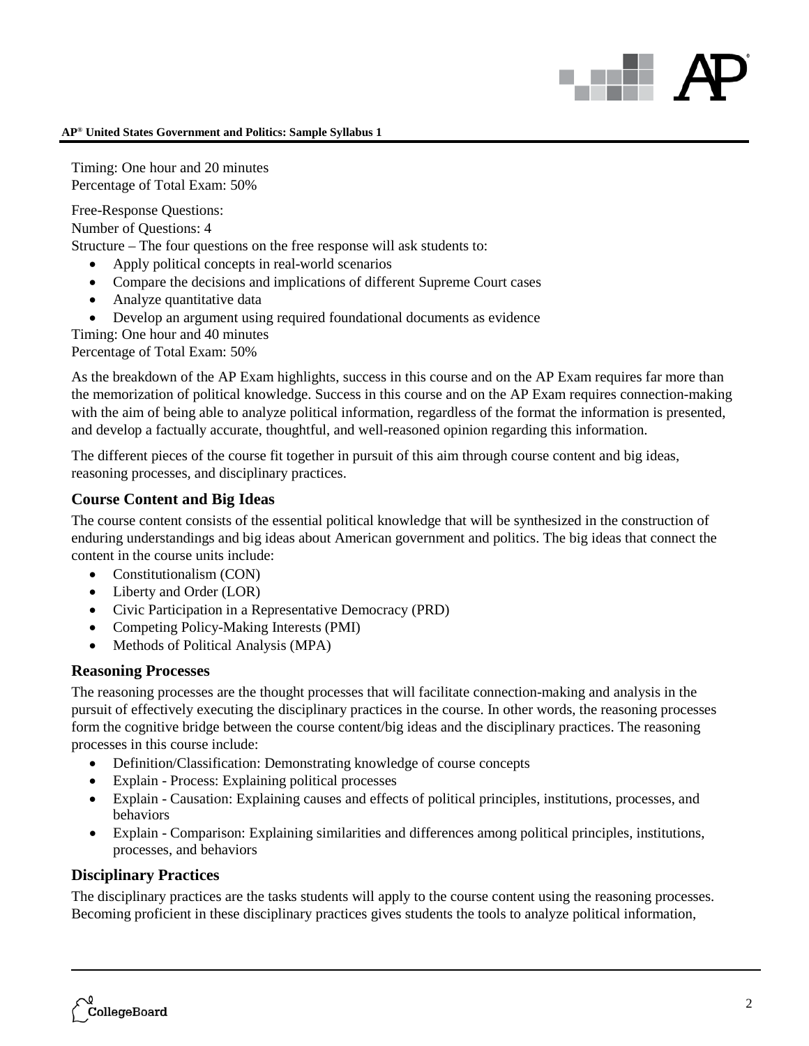Timing: One hour and 20 minutes
Percentage of Total Exam: 50%

Free-Response Questions:
Number of Questions: 4
Structure – The four questions on the free response will ask students to:

- Apply political concepts in real-world scenarios
- Compare the decisions and implications of different Supreme Court cases
- Analyze quantitative data
- Develop an argument using required foundational documents as evidence

Timing: One hour and 40 minutes
Percentage of Total Exam: 50%

As the breakdown of the AP Exam highlights, success in this course and on the AP Exam requires far more than the memorization of political knowledge. Success in this course and on the AP Exam requires connection-making with the aim of being able to analyze political information, regardless of the format the information is presented, and develop a factually accurate, thoughtful, and well-reasoned opinion regarding this information.

The different pieces of the course fit together in pursuit of this aim through course content and big ideas, reasoning processes, and disciplinary practices.

### Course Content and Big Ideas

The course content consists of the essential political knowledge that will be synthesized in the construction of enduring understandings and big ideas about American government and politics. The big ideas that connect the content in the course units include:

- Constitutionalism (CON)
- Liberty and Order (LOR)
- Civic Participation in a Representative Democracy (PRD)
- Competing Policy-Making Interests (PMI)
- Methods of Political Analysis (MPA)

### Reasoning Processes

The reasoning processes are the thought processes that will facilitate connection-making and analysis in the pursuit of effectively executing the disciplinary practices in the course. In other words, the reasoning processes form the cognitive bridge between the course content/big ideas and the disciplinary practices. The reasoning processes in this course include:

- Definition/Classification: Demonstrating knowledge of course concepts
- Explain - Process: Explaining political processes
- Explain - Causation: Explaining causes and effects of political principles, institutions, processes, and behaviors
- Explain - Comparison: Explaining similarities and differences among political principles, institutions, processes, and behaviors

### Disciplinary Practices

The disciplinary practices are the tasks students will apply to the course content using the reasoning processes. Becoming proficient in these disciplinary practices gives students the tools to analyze political information,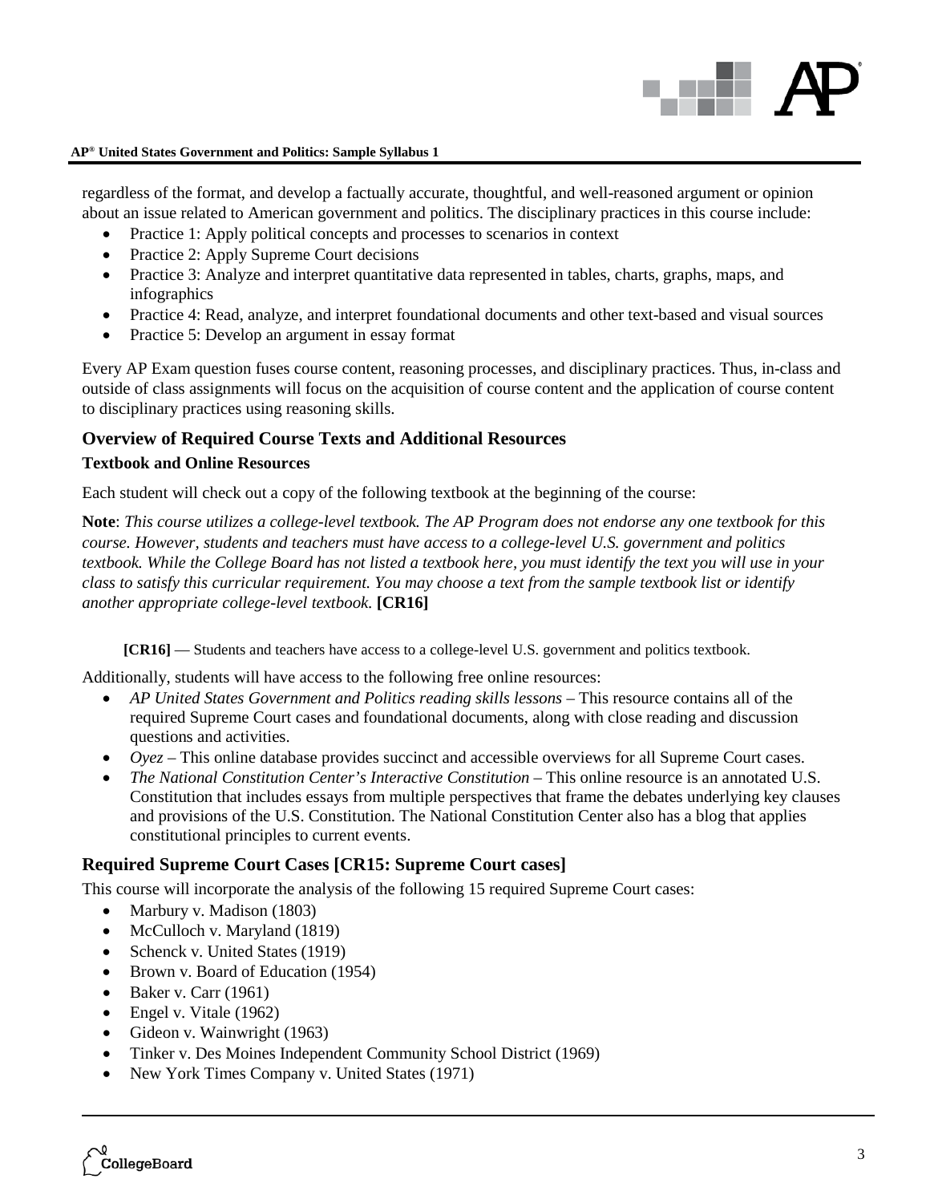regardless of the format, and develop a factually accurate, thoughtful, and well-reasoned argument or opinion about an issue related to American government and politics. The disciplinary practices in this course include:

- Practice 1: Apply political concepts and processes to scenarios in context
- Practice 2: Apply Supreme Court decisions
- Practice 3: Analyze and interpret quantitative data represented in tables, charts, graphs, maps, and infographics
- Practice 4: Read, analyze, and interpret foundational documents and other text-based and visual sources
- Practice 5: Develop an argument in essay format

Every AP Exam question fuses course content, reasoning processes, and disciplinary practices. Thus, in-class and outside of class assignments will focus on the acquisition of course content and the application of course content to disciplinary practices using reasoning skills.

## Overview of Required Course Texts and Additional Resources

### Textbook and Online Resources

Each student will check out a copy of the following textbook at the beginning of the course:

**Note**: *This course utilizes a college-level textbook. The AP Program does not endorse any one textbook for this course. However, students and teachers must have access to a college-level U.S. government and politics textbook. While the College Board has not listed a textbook here, you must identify the text you will use in your class to satisfy this curricular requirement. You may choose a text from the sample textbook list or identify another appropriate college-level textbook.* **[CR16]**

**[CR16]** — Students and teachers have access to a college-level U.S. government and politics textbook.

Additionally, students will have access to the following free online resources:

- *AP United States Government and Politics reading skills lessons* – This resource contains all of the required Supreme Court cases and foundational documents, along with close reading and discussion questions and activities.
- *Oyez* – This online database provides succinct and accessible overviews for all Supreme Court cases.
- *The National Constitution Center's Interactive Constitution* – This online resource is an annotated U.S. Constitution that includes essays from multiple perspectives that frame the debates underlying key clauses and provisions of the U.S. Constitution. The National Constitution Center also has a blog that applies constitutional principles to current events.

## Required Supreme Court Cases [CR15: Supreme Court cases]

This course will incorporate the analysis of the following 15 required Supreme Court cases:

- Marbury v. Madison (1803)
- McCulloch v. Maryland (1819)
- Schenck v. United States (1919)
- Brown v. Board of Education (1954)
- Baker v. Carr (1961)
- Engel v. Vitale (1962)
- Gideon v. Wainwright (1963)
- Tinker v. Des Moines Independent Community School District (1969)
- New York Times Company v. United States (1971)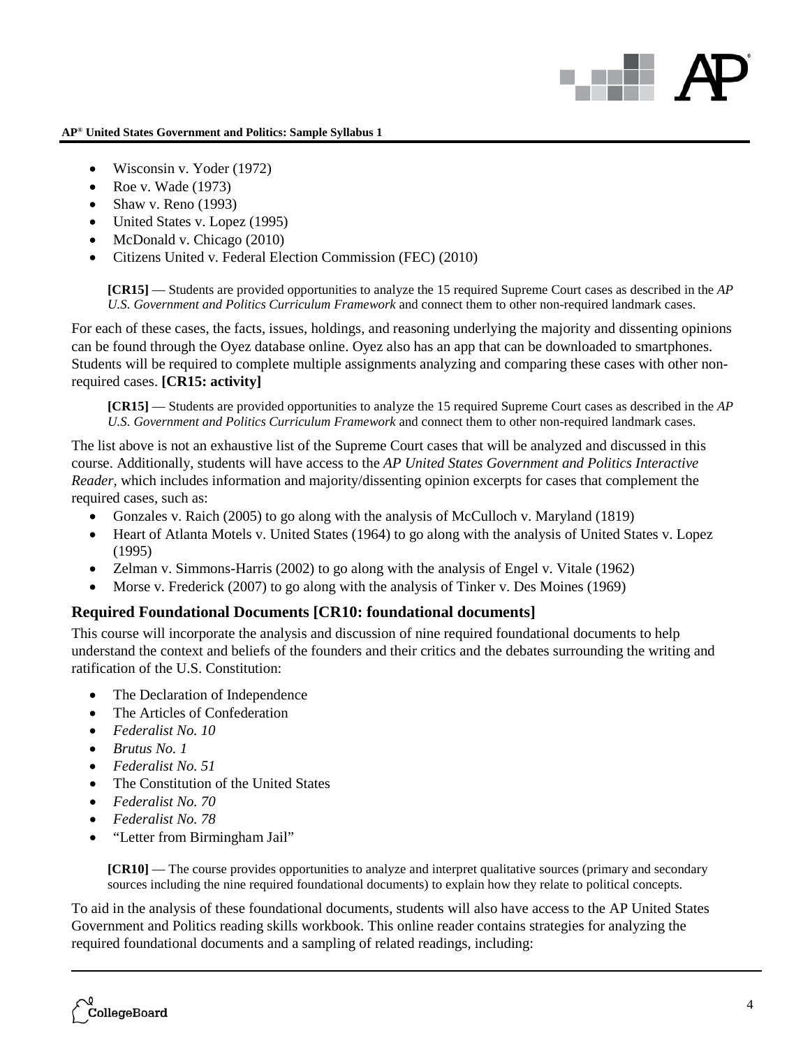- Wisconsin v. Yoder (1972)
- Roe v. Wade (1973)
- Shaw v. Reno (1993)
- United States v. Lopez (1995)
- McDonald v. Chicago (2010)
- Citizens United v. Federal Election Commission (FEC) (2010)

> **[CR15]** — Students are provided opportunities to analyze the 15 required Supreme Court cases as described in the *AP U.S. Government and Politics Curriculum Framework* and connect them to other non-required landmark cases.

For each of these cases, the facts, issues, holdings, and reasoning underlying the majority and dissenting opinions can be found through the Oyez database online. Oyez also has an app that can be downloaded to smartphones. Students will be required to complete multiple assignments analyzing and comparing these cases with other non-required cases. **[CR15: activity]**

> **[CR15]** — Students are provided opportunities to analyze the 15 required Supreme Court cases as described in the *AP U.S. Government and Politics Curriculum Framework* and connect them to other non-required landmark cases.

The list above is not an exhaustive list of the Supreme Court cases that will be analyzed and discussed in this course. Additionally, students will have access to the *AP United States Government and Politics Interactive Reader*, which includes information and majority/dissenting opinion excerpts for cases that complement the required cases, such as:

- Gonzales v. Raich (2005) to go along with the analysis of McCulloch v. Maryland (1819)
- Heart of Atlanta Motels v. United States (1964) to go along with the analysis of United States v. Lopez (1995)
- Zelman v. Simmons-Harris (2002) to go along with the analysis of Engel v. Vitale (1962)
- Morse v. Frederick (2007) to go along with the analysis of Tinker v. Des Moines (1969)

### Required Foundational Documents [CR10: foundational documents]

This course will incorporate the analysis and discussion of nine required foundational documents to help understand the context and beliefs of the founders and their critics and the debates surrounding the writing and ratification of the U.S. Constitution:

- The Declaration of Independence
- The Articles of Confederation
- *Federalist No. 10*
- *Brutus No. 1*
- *Federalist No. 51*
- The Constitution of the United States
- *Federalist No. 70*
- *Federalist No. 78*
- "Letter from Birmingham Jail"

> **[CR10]** — The course provides opportunities to analyze and interpret qualitative sources (primary and secondary sources including the nine required foundational documents) to explain how they relate to political concepts.

To aid in the analysis of these foundational documents, students will also have access to the AP United States Government and Politics reading skills workbook. This online reader contains strategies for analyzing the required foundational documents and a sampling of related readings, including: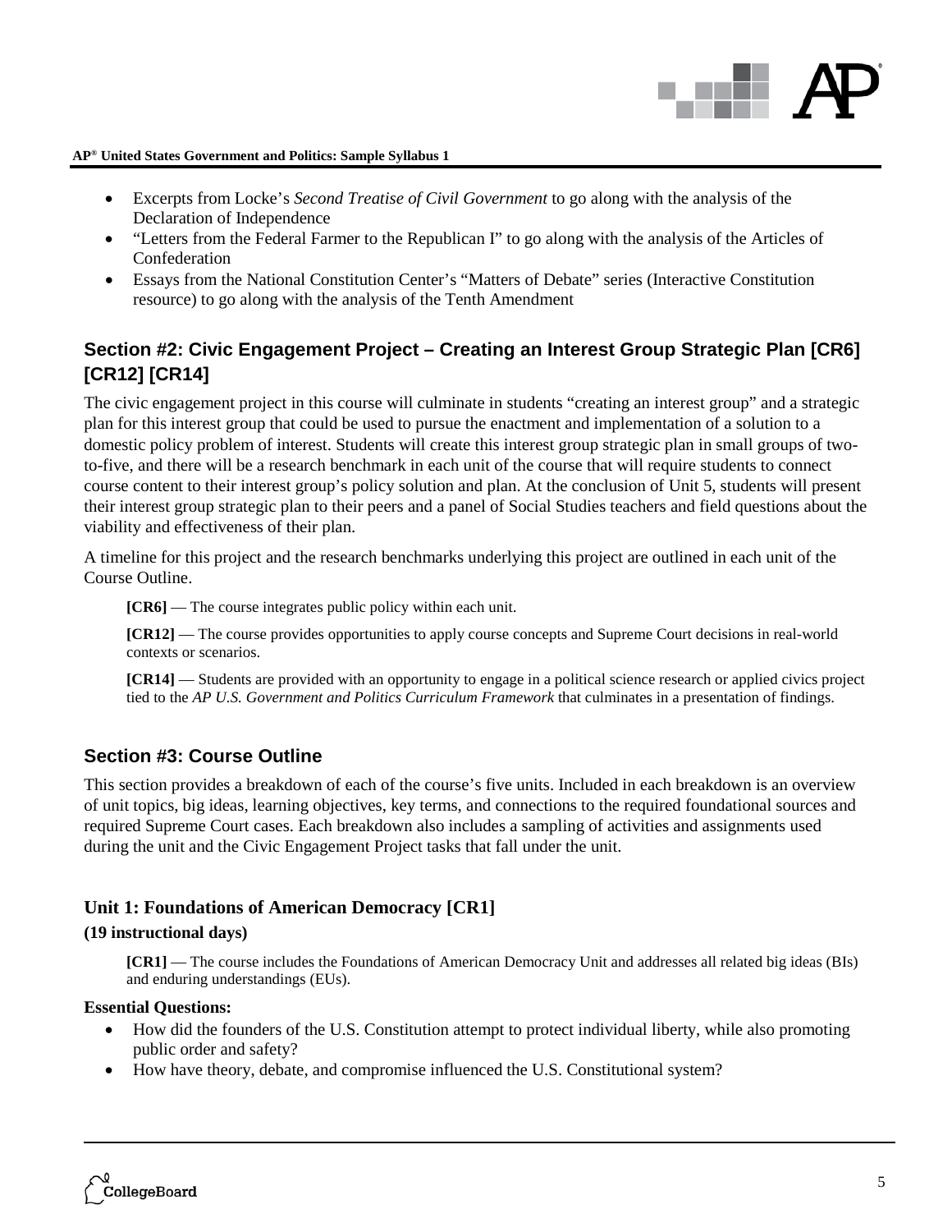- Excerpts from Locke's *Second Treatise of Civil Government* to go along with the analysis of the Declaration of Independence
- "Letters from the Federal Farmer to the Republican I" to go along with the analysis of the Articles of Confederation
- Essays from the National Constitution Center's "Matters of Debate" series (Interactive Constitution resource) to go along with the analysis of the Tenth Amendment

## Section #2: Civic Engagement Project – Creating an Interest Group Strategic Plan [CR6] [CR12] [CR14]

The civic engagement project in this course will culminate in students "creating an interest group" and a strategic plan for this interest group that could be used to pursue the enactment and implementation of a solution to a domestic policy problem of interest. Students will create this interest group strategic plan in small groups of two-to-five, and there will be a research benchmark in each unit of the course that will require students to connect course content to their interest group's policy solution and plan. At the conclusion of Unit 5, students will present their interest group strategic plan to their peers and a panel of Social Studies teachers and field questions about the viability and effectiveness of their plan.

A timeline for this project and the research benchmarks underlying this project are outlined in each unit of the Course Outline.

> **[CR6]** — The course integrates public policy within each unit.
>
> **[CR12]** — The course provides opportunities to apply course concepts and Supreme Court decisions in real-world contexts or scenarios.
>
> **[CR14]** — Students are provided with an opportunity to engage in a political science research or applied civics project tied to the *AP U.S. Government and Politics Curriculum Framework* that culminates in a presentation of findings.

## Section #3: Course Outline

This section provides a breakdown of each of the course's five units. Included in each breakdown is an overview of unit topics, big ideas, learning objectives, key terms, and connections to the required foundational sources and required Supreme Court cases. Each breakdown also includes a sampling of activities and assignments used during the unit and the Civic Engagement Project tasks that fall under the unit.

### Unit 1: Foundations of American Democracy [CR1]

**(19 instructional days)**

> **[CR1]** — The course includes the Foundations of American Democracy Unit and addresses all related big ideas (BIs) and enduring understandings (EUs).

**Essential Questions:**

- How did the founders of the U.S. Constitution attempt to protect individual liberty, while also promoting public order and safety?
- How have theory, debate, and compromise influenced the U.S. Constitutional system?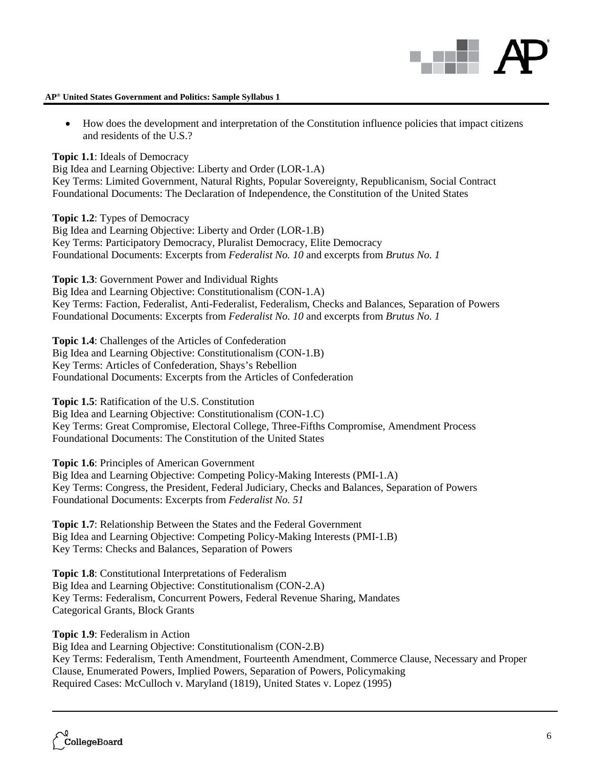- How does the development and interpretation of the Constitution influence policies that impact citizens and residents of the U.S.?

**Topic 1.1**: Ideals of Democracy
Big Idea and Learning Objective: Liberty and Order (LOR-1.A)
Key Terms: Limited Government, Natural Rights, Popular Sovereignty, Republicanism, Social Contract
Foundational Documents: The Declaration of Independence, the Constitution of the United States

**Topic 1.2**: Types of Democracy
Big Idea and Learning Objective: Liberty and Order (LOR-1.B)
Key Terms: Participatory Democracy, Pluralist Democracy, Elite Democracy
Foundational Documents: Excerpts from *Federalist No. 10* and excerpts from *Brutus No. 1*

**Topic 1.3**: Government Power and Individual Rights
Big Idea and Learning Objective: Constitutionalism (CON-1.A)
Key Terms: Faction, Federalist, Anti-Federalist, Federalism, Checks and Balances, Separation of Powers
Foundational Documents: Excerpts from *Federalist No. 10* and excerpts from *Brutus No. 1*

**Topic 1.4**: Challenges of the Articles of Confederation
Big Idea and Learning Objective: Constitutionalism (CON-1.B)
Key Terms: Articles of Confederation, Shays's Rebellion
Foundational Documents: Excerpts from the Articles of Confederation

**Topic 1.5**: Ratification of the U.S. Constitution
Big Idea and Learning Objective: Constitutionalism (CON-1.C)
Key Terms: Great Compromise, Electoral College, Three-Fifths Compromise, Amendment Process
Foundational Documents: The Constitution of the United States

**Topic 1.6**: Principles of American Government
Big Idea and Learning Objective: Competing Policy-Making Interests (PMI-1.A)
Key Terms: Congress, the President, Federal Judiciary, Checks and Balances, Separation of Powers
Foundational Documents: Excerpts from *Federalist No. 51*

**Topic 1.7**: Relationship Between the States and the Federal Government
Big Idea and Learning Objective: Competing Policy-Making Interests (PMI-1.B)
Key Terms: Checks and Balances, Separation of Powers

**Topic 1.8**: Constitutional Interpretations of Federalism
Big Idea and Learning Objective: Constitutionalism (CON-2.A)
Key Terms: Federalism, Concurrent Powers, Federal Revenue Sharing, Mandates
Categorical Grants, Block Grants

**Topic 1.9**: Federalism in Action
Big Idea and Learning Objective: Constitutionalism (CON-2.B)
Key Terms: Federalism, Tenth Amendment, Fourteenth Amendment, Commerce Clause, Necessary and Proper Clause, Enumerated Powers, Implied Powers, Separation of Powers, Policymaking
Required Cases: McCulloch v. Maryland (1819), United States v. Lopez (1995)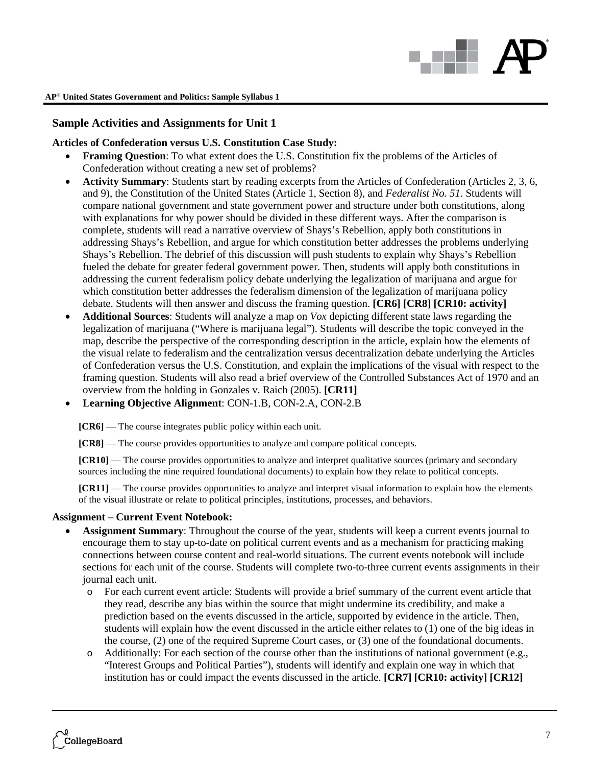## Sample Activities and Assignments for Unit 1

**Articles of Confederation versus U.S. Constitution Case Study:**

- **Framing Question**: To what extent does the U.S. Constitution fix the problems of the Articles of Confederation without creating a new set of problems?
- **Activity Summary**: Students start by reading excerpts from the Articles of Confederation (Articles 2, 3, 6, and 9), the Constitution of the United States (Article 1, Section 8), and *Federalist No. 51*. Students will compare national government and state government power and structure under both constitutions, along with explanations for why power should be divided in these different ways. After the comparison is complete, students will read a narrative overview of Shays's Rebellion, apply both constitutions in addressing Shays's Rebellion, and argue for which constitution better addresses the problems underlying Shays's Rebellion. The debrief of this discussion will push students to explain why Shays's Rebellion fueled the debate for greater federal government power. Then, students will apply both constitutions in addressing the current federalism policy debate underlying the legalization of marijuana and argue for which constitution better addresses the federalism dimension of the legalization of marijuana policy debate. Students will then answer and discuss the framing question. **[CR6] [CR8] [CR10: activity]**
- **Additional Sources**: Students will analyze a map on *Vox* depicting different state laws regarding the legalization of marijuana ("Where is marijuana legal"). Students will describe the topic conveyed in the map, describe the perspective of the corresponding description in the article, explain how the elements of the visual relate to federalism and the centralization versus decentralization debate underlying the Articles of Confederation versus the U.S. Constitution, and explain the implications of the visual with respect to the framing question. Students will also read a brief overview of the Controlled Substances Act of 1970 and an overview from the holding in Gonzales v. Raich (2005). **[CR11]**
- **Learning Objective Alignment**: CON-1.B, CON-2.A, CON-2.B

**[CR6]** — The course integrates public policy within each unit.

**[CR8]** — The course provides opportunities to analyze and compare political concepts.

**[CR10]** — The course provides opportunities to analyze and interpret qualitative sources (primary and secondary sources including the nine required foundational documents) to explain how they relate to political concepts.

**[CR11]** — The course provides opportunities to analyze and interpret visual information to explain how the elements of the visual illustrate or relate to political principles, institutions, processes, and behaviors.

**Assignment – Current Event Notebook:**

- **Assignment Summary**: Throughout the course of the year, students will keep a current events journal to encourage them to stay up-to-date on political current events and as a mechanism for practicing making connections between course content and real-world situations. The current events notebook will include sections for each unit of the course. Students will complete two-to-three current events assignments in their journal each unit.
  - For each current event article: Students will provide a brief summary of the current event article that they read, describe any bias within the source that might undermine its credibility, and make a prediction based on the events discussed in the article, supported by evidence in the article. Then, students will explain how the event discussed in the article either relates to (1) one of the big ideas in the course, (2) one of the required Supreme Court cases, or (3) one of the foundational documents.
  - Additionally: For each section of the course other than the institutions of national government (e.g., "Interest Groups and Political Parties"), students will identify and explain one way in which that institution has or could impact the events discussed in the article. **[CR7] [CR10: activity] [CR12]**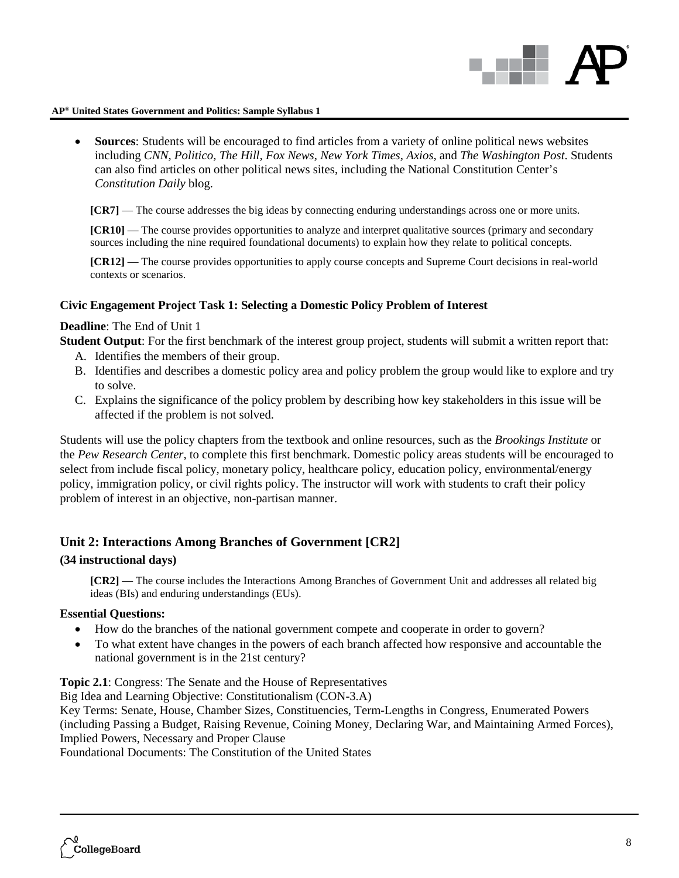- **Sources**: Students will be encouraged to find articles from a variety of online political news websites including *CNN, Politico, The Hill, Fox News, New York Times, Axios,* and *The Washington Post*. Students can also find articles on other political news sites, including the National Constitution Center's *Constitution Daily* blog.

**[CR7]** — The course addresses the big ideas by connecting enduring understandings across one or more units.

**[CR10]** — The course provides opportunities to analyze and interpret qualitative sources (primary and secondary sources including the nine required foundational documents) to explain how they relate to political concepts.

**[CR12]** — The course provides opportunities to apply course concepts and Supreme Court decisions in real-world contexts or scenarios.

#### Civic Engagement Project Task 1: Selecting a Domestic Policy Problem of Interest

**Deadline**: The End of Unit 1
**Student Output**: For the first benchmark of the interest group project, students will submit a written report that:

A. Identifies the members of their group.
B. Identifies and describes a domestic policy area and policy problem the group would like to explore and try to solve.
C. Explains the significance of the policy problem by describing how key stakeholders in this issue will be affected if the problem is not solved.

Students will use the policy chapters from the textbook and online resources, such as the *Brookings Institute* or the *Pew Research Center*, to complete this first benchmark. Domestic policy areas students will be encouraged to select from include fiscal policy, monetary policy, healthcare policy, education policy, environmental/energy policy, immigration policy, or civil rights policy. The instructor will work with students to craft their policy problem of interest in an objective, non-partisan manner.

### Unit 2: Interactions Among Branches of Government [CR2]

#### (34 instructional days)

**[CR2]** — The course includes the Interactions Among Branches of Government Unit and addresses all related big ideas (BIs) and enduring understandings (EUs).

**Essential Questions:**

- How do the branches of the national government compete and cooperate in order to govern?
- To what extent have changes in the powers of each branch affected how responsive and accountable the national government is in the 21st century?

**Topic 2.1**: Congress: The Senate and the House of Representatives
Big Idea and Learning Objective: Constitutionalism (CON-3.A)
Key Terms: Senate, House, Chamber Sizes, Constituencies, Term-Lengths in Congress, Enumerated Powers (including Passing a Budget, Raising Revenue, Coining Money, Declaring War, and Maintaining Armed Forces), Implied Powers, Necessary and Proper Clause
Foundational Documents: The Constitution of the United States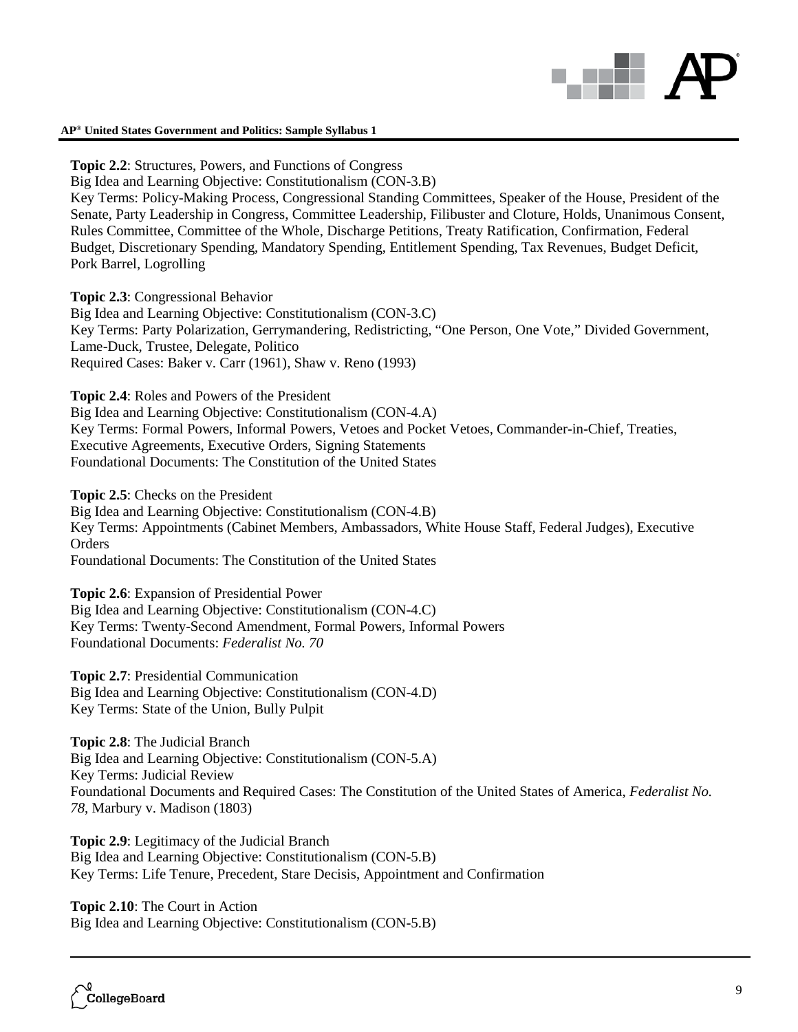**Topic 2.2**: Structures, Powers, and Functions of Congress
Big Idea and Learning Objective: Constitutionalism (CON-3.B)
Key Terms: Policy-Making Process, Congressional Standing Committees, Speaker of the House, President of the Senate, Party Leadership in Congress, Committee Leadership, Filibuster and Cloture, Holds, Unanimous Consent, Rules Committee, Committee of the Whole, Discharge Petitions, Treaty Ratification, Confirmation, Federal Budget, Discretionary Spending, Mandatory Spending, Entitlement Spending, Tax Revenues, Budget Deficit, Pork Barrel, Logrolling

**Topic 2.3**: Congressional Behavior
Big Idea and Learning Objective: Constitutionalism (CON-3.C)
Key Terms: Party Polarization, Gerrymandering, Redistricting, "One Person, One Vote," Divided Government, Lame-Duck, Trustee, Delegate, Politico
Required Cases: Baker v. Carr (1961), Shaw v. Reno (1993)

**Topic 2.4**: Roles and Powers of the President
Big Idea and Learning Objective: Constitutionalism (CON-4.A)
Key Terms: Formal Powers, Informal Powers, Vetoes and Pocket Vetoes, Commander-in-Chief, Treaties, Executive Agreements, Executive Orders, Signing Statements
Foundational Documents: The Constitution of the United States

**Topic 2.5**: Checks on the President
Big Idea and Learning Objective: Constitutionalism (CON-4.B)
Key Terms: Appointments (Cabinet Members, Ambassadors, White House Staff, Federal Judges), Executive Orders
Foundational Documents: The Constitution of the United States

**Topic 2.6**: Expansion of Presidential Power
Big Idea and Learning Objective: Constitutionalism (CON-4.C)
Key Terms: Twenty-Second Amendment, Formal Powers, Informal Powers
Foundational Documents: *Federalist No. 70*

**Topic 2.7**: Presidential Communication
Big Idea and Learning Objective: Constitutionalism (CON-4.D)
Key Terms: State of the Union, Bully Pulpit

**Topic 2.8**: The Judicial Branch
Big Idea and Learning Objective: Constitutionalism (CON-5.A)
Key Terms: Judicial Review
Foundational Documents and Required Cases: The Constitution of the United States of America, *Federalist No. 78*, Marbury v. Madison (1803)

**Topic 2.9**: Legitimacy of the Judicial Branch
Big Idea and Learning Objective: Constitutionalism (CON-5.B)
Key Terms: Life Tenure, Precedent, Stare Decisis, Appointment and Confirmation

**Topic 2.10**: The Court in Action
Big Idea and Learning Objective: Constitutionalism (CON-5.B)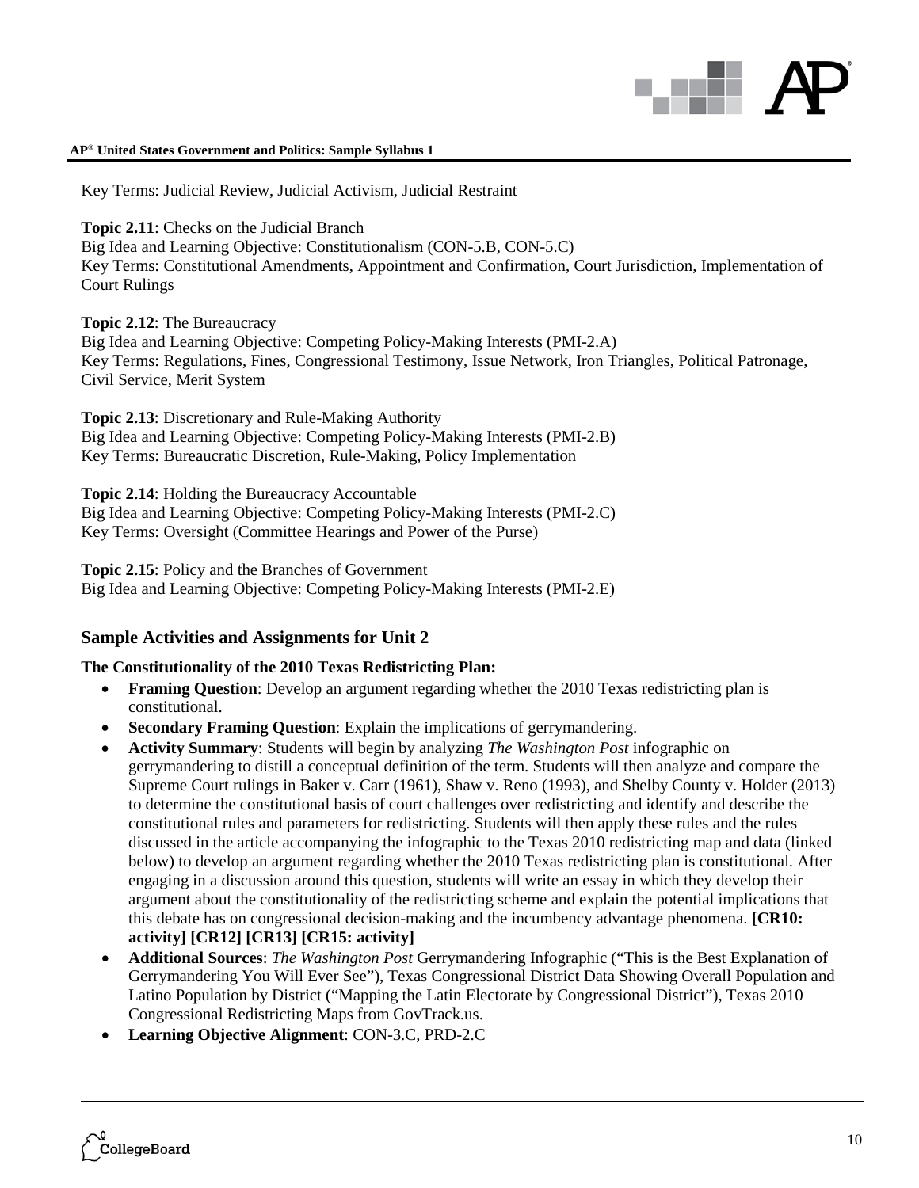Key Terms: Judicial Review, Judicial Activism, Judicial Restraint

**Topic 2.11**: Checks on the Judicial Branch
Big Idea and Learning Objective: Constitutionalism (CON-5.B, CON-5.C)
Key Terms: Constitutional Amendments, Appointment and Confirmation, Court Jurisdiction, Implementation of Court Rulings

**Topic 2.12**: The Bureaucracy
Big Idea and Learning Objective: Competing Policy-Making Interests (PMI-2.A)
Key Terms: Regulations, Fines, Congressional Testimony, Issue Network, Iron Triangles, Political Patronage, Civil Service, Merit System

**Topic 2.13**: Discretionary and Rule-Making Authority
Big Idea and Learning Objective: Competing Policy-Making Interests (PMI-2.B)
Key Terms: Bureaucratic Discretion, Rule-Making, Policy Implementation

**Topic 2.14**: Holding the Bureaucracy Accountable
Big Idea and Learning Objective: Competing Policy-Making Interests (PMI-2.C)
Key Terms: Oversight (Committee Hearings and Power of the Purse)

**Topic 2.15**: Policy and the Branches of Government
Big Idea and Learning Objective: Competing Policy-Making Interests (PMI-2.E)

## Sample Activities and Assignments for Unit 2

**The Constitutionality of the 2010 Texas Redistricting Plan:**

- **Framing Question**: Develop an argument regarding whether the 2010 Texas redistricting plan is constitutional.
- **Secondary Framing Question**: Explain the implications of gerrymandering.
- **Activity Summary**: Students will begin by analyzing *The Washington Post* infographic on gerrymandering to distill a conceptual definition of the term. Students will then analyze and compare the Supreme Court rulings in Baker v. Carr (1961), Shaw v. Reno (1993), and Shelby County v. Holder (2013) to determine the constitutional basis of court challenges over redistricting and identify and describe the constitutional rules and parameters for redistricting. Students will then apply these rules and the rules discussed in the article accompanying the infographic to the Texas 2010 redistricting map and data (linked below) to develop an argument regarding whether the 2010 Texas redistricting plan is constitutional. After engaging in a discussion around this question, students will write an essay in which they develop their argument about the constitutionality of the redistricting scheme and explain the potential implications that this debate has on congressional decision-making and the incumbency advantage phenomena. **[CR10: activity] [CR12] [CR13] [CR15: activity]**
- **Additional Sources**: *The Washington Post* Gerrymandering Infographic ("This is the Best Explanation of Gerrymandering You Will Ever See"), Texas Congressional District Data Showing Overall Population and Latino Population by District ("Mapping the Latin Electorate by Congressional District"), Texas 2010 Congressional Redistricting Maps from GovTrack.us.
- **Learning Objective Alignment**: CON-3.C, PRD-2.C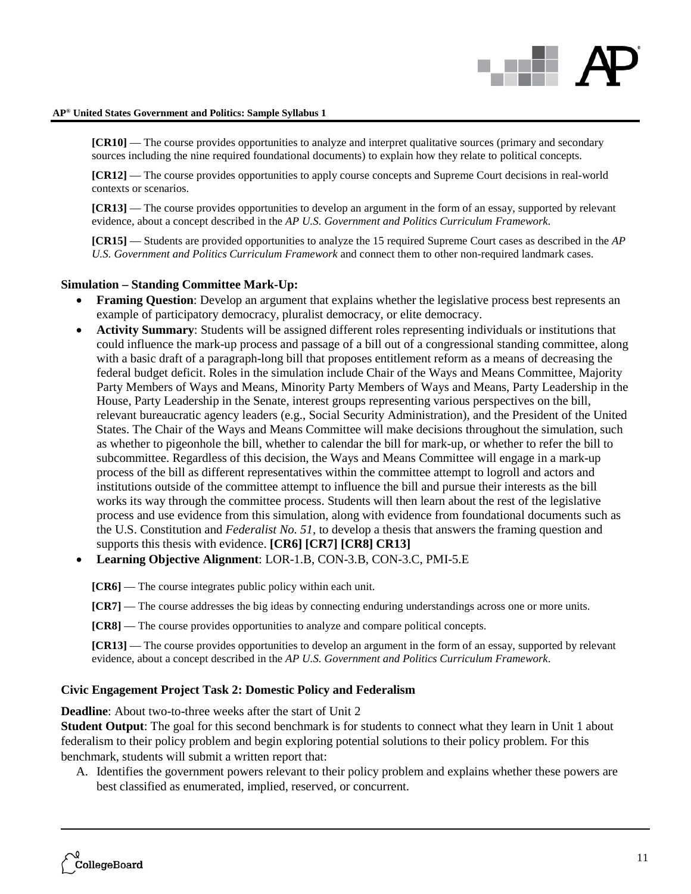**[CR10]** — The course provides opportunities to analyze and interpret qualitative sources (primary and secondary sources including the nine required foundational documents) to explain how they relate to political concepts.

**[CR12]** — The course provides opportunities to apply course concepts and Supreme Court decisions in real-world contexts or scenarios.

**[CR13]** — The course provides opportunities to develop an argument in the form of an essay, supported by relevant evidence, about a concept described in the *AP U.S. Government and Politics Curriculum Framework*.

**[CR15]** — Students are provided opportunities to analyze the 15 required Supreme Court cases as described in the *AP U.S. Government and Politics Curriculum Framework* and connect them to other non-required landmark cases.

**Simulation – Standing Committee Mark-Up:**

- **Framing Question**: Develop an argument that explains whether the legislative process best represents an example of participatory democracy, pluralist democracy, or elite democracy.
- **Activity Summary**: Students will be assigned different roles representing individuals or institutions that could influence the mark-up process and passage of a bill out of a congressional standing committee, along with a basic draft of a paragraph-long bill that proposes entitlement reform as a means of decreasing the federal budget deficit. Roles in the simulation include Chair of the Ways and Means Committee, Majority Party Members of Ways and Means, Minority Party Members of Ways and Means, Party Leadership in the House, Party Leadership in the Senate, interest groups representing various perspectives on the bill, relevant bureaucratic agency leaders (e.g., Social Security Administration), and the President of the United States. The Chair of the Ways and Means Committee will make decisions throughout the simulation, such as whether to pigeonhole the bill, whether to calendar the bill for mark-up, or whether to refer the bill to subcommittee. Regardless of this decision, the Ways and Means Committee will engage in a mark-up process of the bill as different representatives within the committee attempt to logroll and actors and institutions outside of the committee attempt to influence the bill and pursue their interests as the bill works its way through the committee process. Students will then learn about the rest of the legislative process and use evidence from this simulation, along with evidence from foundational documents such as the U.S. Constitution and *Federalist No. 51,* to develop a thesis that answers the framing question and supports this thesis with evidence. **[CR6] [CR7] [CR8] CR13]**
- **Learning Objective Alignment**: LOR-1.B, CON-3.B, CON-3.C, PMI-5.E

**[CR6]** — The course integrates public policy within each unit.

**[CR7]** — The course addresses the big ideas by connecting enduring understandings across one or more units.

**[CR8]** — The course provides opportunities to analyze and compare political concepts.

**[CR13]** — The course provides opportunities to develop an argument in the form of an essay, supported by relevant evidence, about a concept described in the *AP U.S. Government and Politics Curriculum Framework*.

**Civic Engagement Project Task 2: Domestic Policy and Federalism**

**Deadline**: About two-to-three weeks after the start of Unit 2

**Student Output**: The goal for this second benchmark is for students to connect what they learn in Unit 1 about federalism to their policy problem and begin exploring potential solutions to their policy problem. For this benchmark, students will submit a written report that:

A. Identifies the government powers relevant to their policy problem and explains whether these powers are best classified as enumerated, implied, reserved, or concurrent.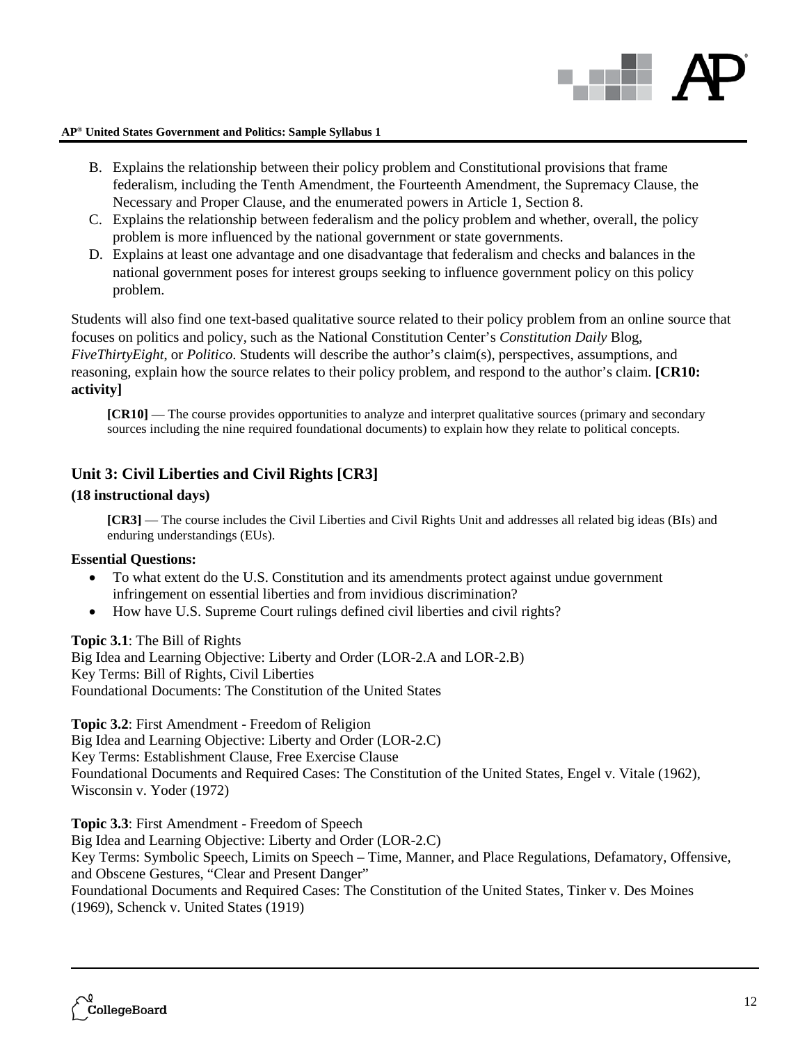B. Explains the relationship between their policy problem and Constitutional provisions that frame federalism, including the Tenth Amendment, the Fourteenth Amendment, the Supremacy Clause, the Necessary and Proper Clause, and the enumerated powers in Article 1, Section 8.
C. Explains the relationship between federalism and the policy problem and whether, overall, the policy problem is more influenced by the national government or state governments.
D. Explains at least one advantage and one disadvantage that federalism and checks and balances in the national government poses for interest groups seeking to influence government policy on this policy problem.

Students will also find one text-based qualitative source related to their policy problem from an online source that focuses on politics and policy, such as the National Constitution Center's *Constitution Daily* Blog, *FiveThirtyEight*, or *Politico*. Students will describe the author's claim(s), perspectives, assumptions, and reasoning, explain how the source relates to their policy problem, and respond to the author's claim. **[CR10: activity]**

> **[CR10]** — The course provides opportunities to analyze and interpret qualitative sources (primary and secondary sources including the nine required foundational documents) to explain how they relate to political concepts.

## Unit 3: Civil Liberties and Civil Rights [CR3]

**(18 instructional days)**

> **[CR3]** — The course includes the Civil Liberties and Civil Rights Unit and addresses all related big ideas (BIs) and enduring understandings (EUs).

**Essential Questions:**

- To what extent do the U.S. Constitution and its amendments protect against undue government infringement on essential liberties and from invidious discrimination?
- How have U.S. Supreme Court rulings defined civil liberties and civil rights?

**Topic 3.1**: The Bill of Rights
Big Idea and Learning Objective: Liberty and Order (LOR-2.A and LOR-2.B)
Key Terms: Bill of Rights, Civil Liberties
Foundational Documents: The Constitution of the United States

**Topic 3.2**: First Amendment - Freedom of Religion
Big Idea and Learning Objective: Liberty and Order (LOR-2.C)
Key Terms: Establishment Clause, Free Exercise Clause
Foundational Documents and Required Cases: The Constitution of the United States, Engel v. Vitale (1962), Wisconsin v. Yoder (1972)

**Topic 3.3**: First Amendment - Freedom of Speech
Big Idea and Learning Objective: Liberty and Order (LOR-2.C)
Key Terms: Symbolic Speech, Limits on Speech – Time, Manner, and Place Regulations, Defamatory, Offensive, and Obscene Gestures, "Clear and Present Danger"
Foundational Documents and Required Cases: The Constitution of the United States, Tinker v. Des Moines (1969), Schenck v. United States (1919)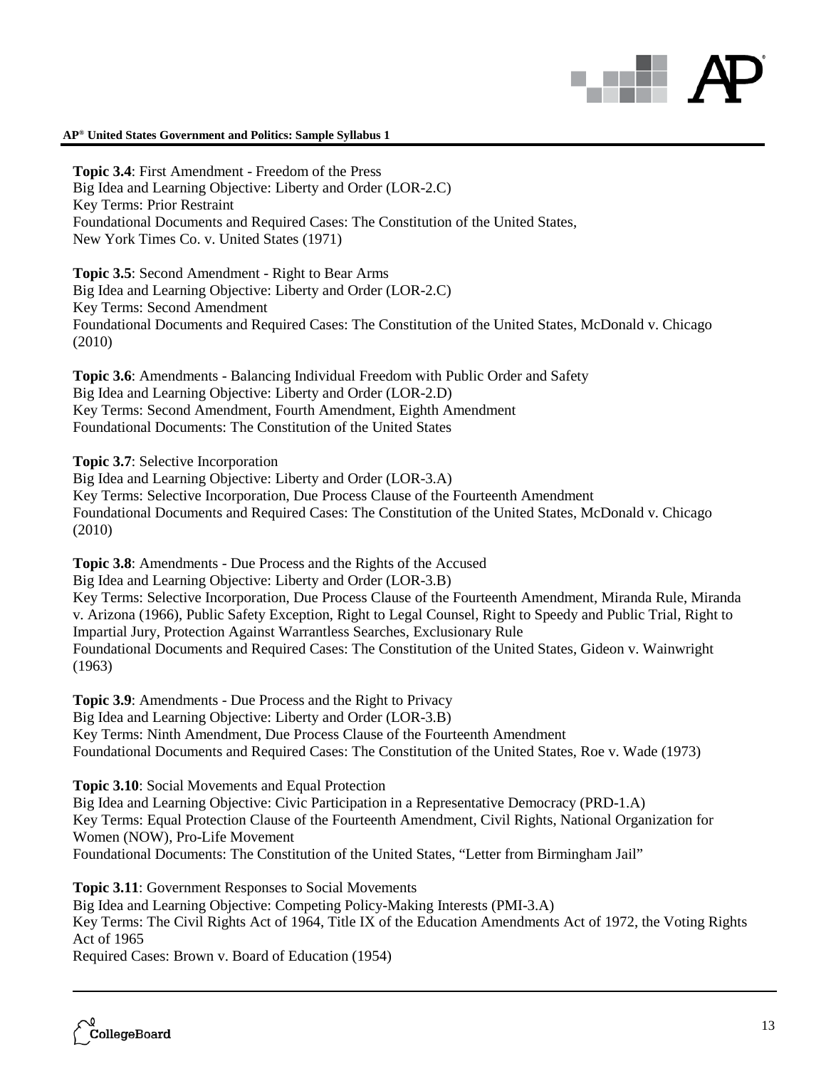**Topic 3.4**: First Amendment - Freedom of the Press
Big Idea and Learning Objective: Liberty and Order (LOR-2.C)
Key Terms: Prior Restraint
Foundational Documents and Required Cases: The Constitution of the United States, New York Times Co. v. United States (1971)

**Topic 3.5**: Second Amendment - Right to Bear Arms
Big Idea and Learning Objective: Liberty and Order (LOR-2.C)
Key Terms: Second Amendment
Foundational Documents and Required Cases: The Constitution of the United States, McDonald v. Chicago (2010)

**Topic 3.6**: Amendments - Balancing Individual Freedom with Public Order and Safety
Big Idea and Learning Objective: Liberty and Order (LOR-2.D)
Key Terms: Second Amendment, Fourth Amendment, Eighth Amendment
Foundational Documents: The Constitution of the United States

**Topic 3.7**: Selective Incorporation
Big Idea and Learning Objective: Liberty and Order (LOR-3.A)
Key Terms: Selective Incorporation, Due Process Clause of the Fourteenth Amendment
Foundational Documents and Required Cases: The Constitution of the United States, McDonald v. Chicago (2010)

**Topic 3.8**: Amendments - Due Process and the Rights of the Accused
Big Idea and Learning Objective: Liberty and Order (LOR-3.B)
Key Terms: Selective Incorporation, Due Process Clause of the Fourteenth Amendment, Miranda Rule, Miranda v. Arizona (1966), Public Safety Exception, Right to Legal Counsel, Right to Speedy and Public Trial, Right to Impartial Jury, Protection Against Warrantless Searches, Exclusionary Rule
Foundational Documents and Required Cases: The Constitution of the United States, Gideon v. Wainwright (1963)

**Topic 3.9**: Amendments - Due Process and the Right to Privacy
Big Idea and Learning Objective: Liberty and Order (LOR-3.B)
Key Terms: Ninth Amendment, Due Process Clause of the Fourteenth Amendment
Foundational Documents and Required Cases: The Constitution of the United States, Roe v. Wade (1973)

**Topic 3.10**: Social Movements and Equal Protection
Big Idea and Learning Objective: Civic Participation in a Representative Democracy (PRD-1.A)
Key Terms: Equal Protection Clause of the Fourteenth Amendment, Civil Rights, National Organization for Women (NOW), Pro-Life Movement
Foundational Documents: The Constitution of the United States, "Letter from Birmingham Jail"

**Topic 3.11**: Government Responses to Social Movements
Big Idea and Learning Objective: Competing Policy-Making Interests (PMI-3.A)
Key Terms: The Civil Rights Act of 1964, Title IX of the Education Amendments Act of 1972, the Voting Rights Act of 1965
Required Cases: Brown v. Board of Education (1954)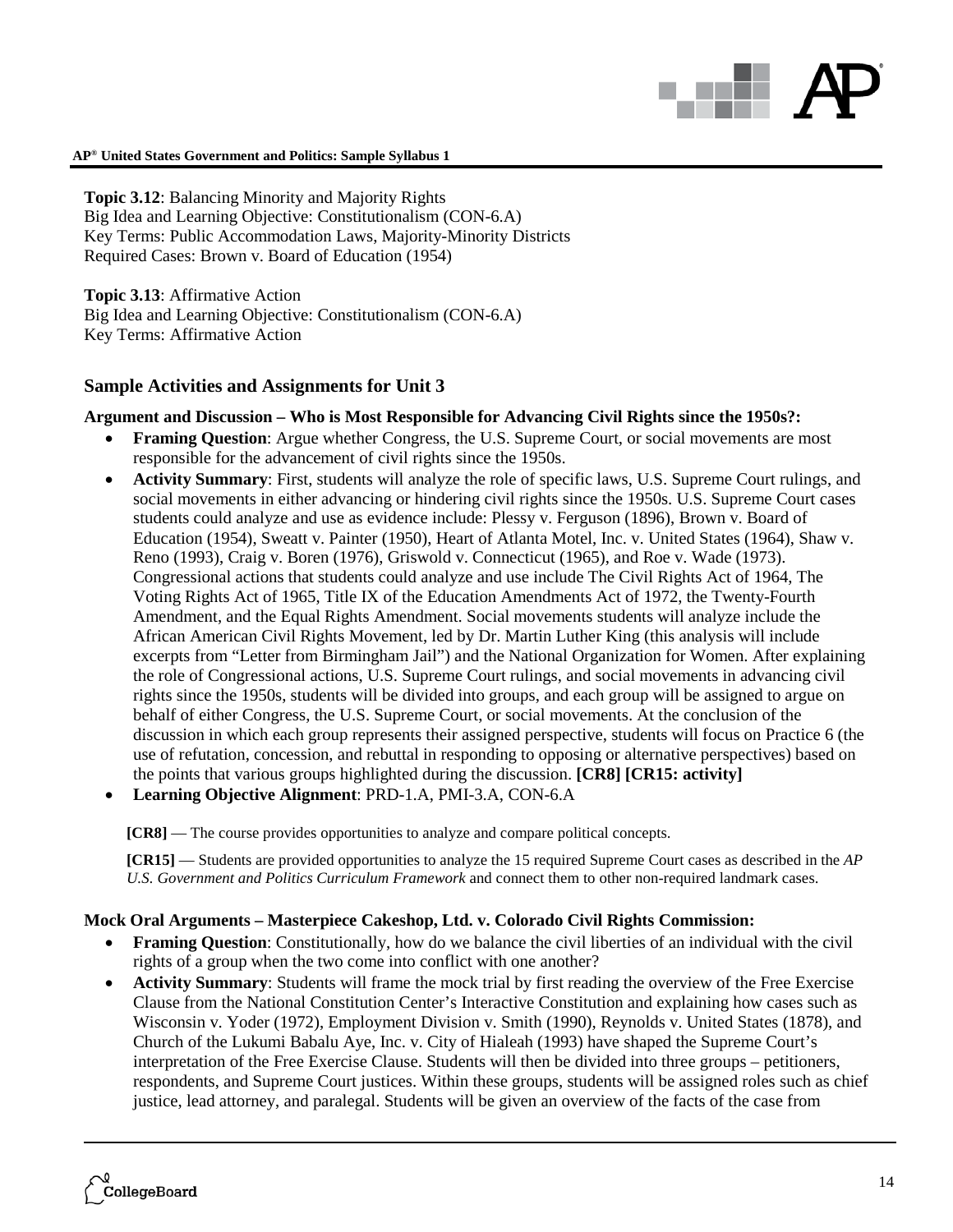**Topic 3.12**: Balancing Minority and Majority Rights
Big Idea and Learning Objective: Constitutionalism (CON-6.A)
Key Terms: Public Accommodation Laws, Majority-Minority Districts
Required Cases: Brown v. Board of Education (1954)

**Topic 3.13**: Affirmative Action
Big Idea and Learning Objective: Constitutionalism (CON-6.A)
Key Terms: Affirmative Action

### Sample Activities and Assignments for Unit 3

**Argument and Discussion – Who is Most Responsible for Advancing Civil Rights since the 1950s?:**

- **Framing Question**: Argue whether Congress, the U.S. Supreme Court, or social movements are most responsible for the advancement of civil rights since the 1950s.
- **Activity Summary**: First, students will analyze the role of specific laws, U.S. Supreme Court rulings, and social movements in either advancing or hindering civil rights since the 1950s. U.S. Supreme Court cases students could analyze and use as evidence include: Plessy v. Ferguson (1896), Brown v. Board of Education (1954), Sweatt v. Painter (1950), Heart of Atlanta Motel, Inc. v. United States (1964), Shaw v. Reno (1993), Craig v. Boren (1976), Griswold v. Connecticut (1965), and Roe v. Wade (1973). Congressional actions that students could analyze and use include The Civil Rights Act of 1964, The Voting Rights Act of 1965, Title IX of the Education Amendments Act of 1972, the Twenty-Fourth Amendment, and the Equal Rights Amendment. Social movements students will analyze include the African American Civil Rights Movement, led by Dr. Martin Luther King (this analysis will include excerpts from "Letter from Birmingham Jail") and the National Organization for Women. After explaining the role of Congressional actions, U.S. Supreme Court rulings, and social movements in advancing civil rights since the 1950s, students will be divided into groups, and each group will be assigned to argue on behalf of either Congress, the U.S. Supreme Court, or social movements. At the conclusion of the discussion in which each group represents their assigned perspective, students will focus on Practice 6 (the use of refutation, concession, and rebuttal in responding to opposing or alternative perspectives) based on the points that various groups highlighted during the discussion. **[CR8] [CR15: activity]**
- **Learning Objective Alignment**: PRD-1.A, PMI-3.A, CON-6.A

**[CR8]** — The course provides opportunities to analyze and compare political concepts.

**[CR15]** — Students are provided opportunities to analyze the 15 required Supreme Court cases as described in the *AP U.S. Government and Politics Curriculum Framework* and connect them to other non-required landmark cases.

**Mock Oral Arguments – Masterpiece Cakeshop, Ltd. v. Colorado Civil Rights Commission:**

- **Framing Question**: Constitutionally, how do we balance the civil liberties of an individual with the civil rights of a group when the two come into conflict with one another?
- **Activity Summary**: Students will frame the mock trial by first reading the overview of the Free Exercise Clause from the National Constitution Center's Interactive Constitution and explaining how cases such as Wisconsin v. Yoder (1972), Employment Division v. Smith (1990), Reynolds v. United States (1878), and Church of the Lukumi Babalu Aye, Inc. v. City of Hialeah (1993) have shaped the Supreme Court's interpretation of the Free Exercise Clause. Students will then be divided into three groups – petitioners, respondents, and Supreme Court justices. Within these groups, students will be assigned roles such as chief justice, lead attorney, and paralegal. Students will be given an overview of the facts of the case from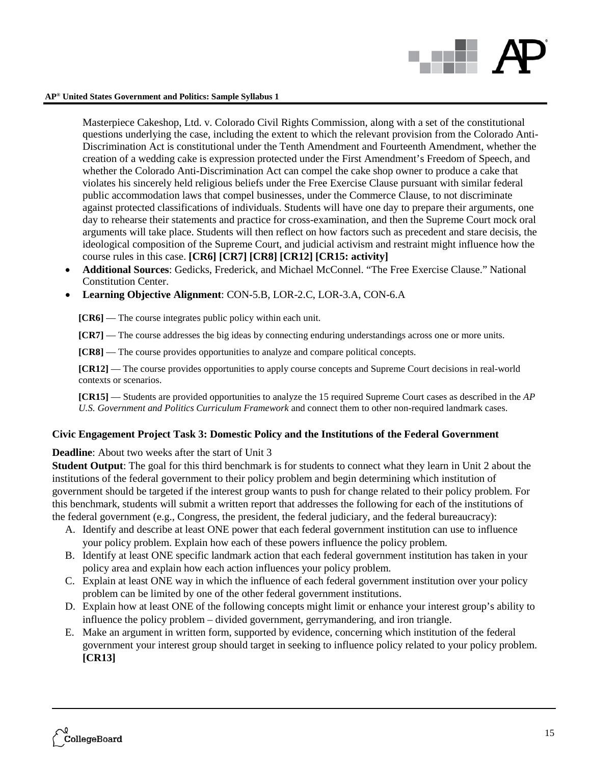Masterpiece Cakeshop, Ltd. v. Colorado Civil Rights Commission, along with a set of the constitutional questions underlying the case, including the extent to which the relevant provision from the Colorado Anti-Discrimination Act is constitutional under the Tenth Amendment and Fourteenth Amendment, whether the creation of a wedding cake is expression protected under the First Amendment's Freedom of Speech, and whether the Colorado Anti-Discrimination Act can compel the cake shop owner to produce a cake that violates his sincerely held religious beliefs under the Free Exercise Clause pursuant with similar federal public accommodation laws that compel businesses, under the Commerce Clause, to not discriminate against protected classifications of individuals. Students will have one day to prepare their arguments, one day to rehearse their statements and practice for cross-examination, and then the Supreme Court mock oral arguments will take place. Students will then reflect on how factors such as precedent and stare decisis, the ideological composition of the Supreme Court, and judicial activism and restraint might influence how the course rules in this case. **[CR6] [CR7] [CR8] [CR12] [CR15: activity]**

- **Additional Sources**: Gedicks, Frederick, and Michael McConnel. "The Free Exercise Clause." National Constitution Center.
- **Learning Objective Alignment**: CON-5.B, LOR-2.C, LOR-3.A, CON-6.A

**[CR6]** — The course integrates public policy within each unit.

**[CR7]** — The course addresses the big ideas by connecting enduring understandings across one or more units.

**[CR8]** — The course provides opportunities to analyze and compare political concepts.

**[CR12]** — The course provides opportunities to apply course concepts and Supreme Court decisions in real-world contexts or scenarios.

**[CR15]** — Students are provided opportunities to analyze the 15 required Supreme Court cases as described in the *AP U.S. Government and Politics Curriculum Framework* and connect them to other non-required landmark cases.

### Civic Engagement Project Task 3: Domestic Policy and the Institutions of the Federal Government

**Deadline**: About two weeks after the start of Unit 3

**Student Output**: The goal for this third benchmark is for students to connect what they learn in Unit 2 about the institutions of the federal government to their policy problem and begin determining which institution of government should be targeted if the interest group wants to push for change related to their policy problem. For this benchmark, students will submit a written report that addresses the following for each of the institutions of the federal government (e.g., Congress, the president, the federal judiciary, and the federal bureaucracy):

A. Identify and describe at least ONE power that each federal government institution can use to influence your policy problem. Explain how each of these powers influence the policy problem.
B. Identify at least ONE specific landmark action that each federal government institution has taken in your policy area and explain how each action influences your policy problem.
C. Explain at least ONE way in which the influence of each federal government institution over your policy problem can be limited by one of the other federal government institutions.
D. Explain how at least ONE of the following concepts might limit or enhance your interest group's ability to influence the policy problem – divided government, gerrymandering, and iron triangle.
E. Make an argument in written form, supported by evidence, concerning which institution of the federal government your interest group should target in seeking to influence policy related to your policy problem. **[CR13]**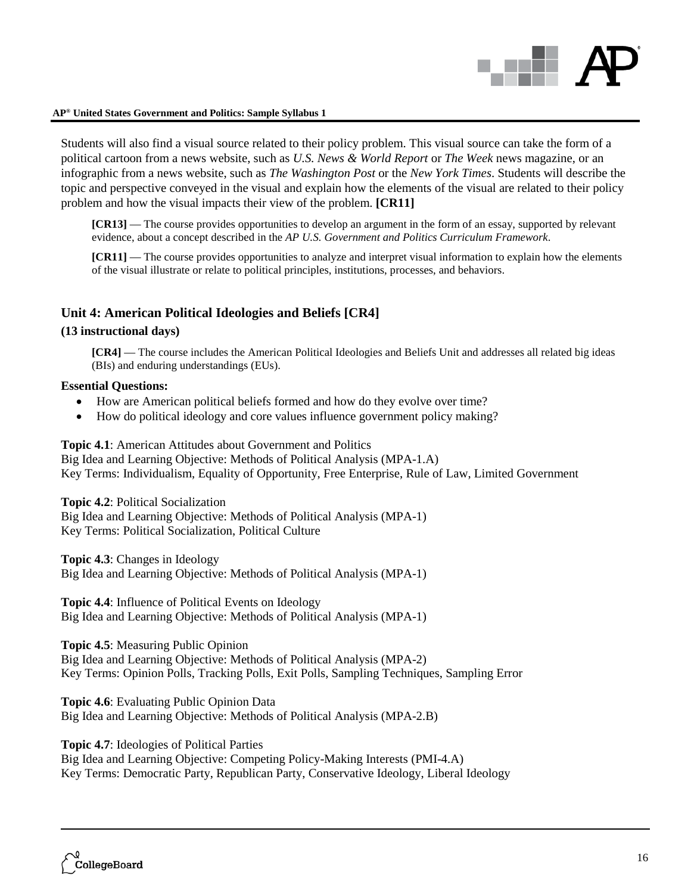Students will also find a visual source related to their policy problem. This visual source can take the form of a political cartoon from a news website, such as *U.S. News & World Report* or *The Week* news magazine, or an infographic from a news website, such as *The Washington Post* or the *New York Times*. Students will describe the topic and perspective conveyed in the visual and explain how the elements of the visual are related to their policy problem and how the visual impacts their view of the problem. **[CR11]**

> **[CR13]** — The course provides opportunities to develop an argument in the form of an essay, supported by relevant evidence, about a concept described in the *AP U.S. Government and Politics Curriculum Framework*.
>
> **[CR11]** — The course provides opportunities to analyze and interpret visual information to explain how the elements of the visual illustrate or relate to political principles, institutions, processes, and behaviors.

## Unit 4: American Political Ideologies and Beliefs [CR4]

**(13 instructional days)**

> **[CR4]** — The course includes the American Political Ideologies and Beliefs Unit and addresses all related big ideas (BIs) and enduring understandings (EUs).

**Essential Questions:**

- How are American political beliefs formed and how do they evolve over time?
- How do political ideology and core values influence government policy making?

**Topic 4.1**: American Attitudes about Government and Politics
Big Idea and Learning Objective: Methods of Political Analysis (MPA-1.A)
Key Terms: Individualism, Equality of Opportunity, Free Enterprise, Rule of Law, Limited Government

**Topic 4.2**: Political Socialization
Big Idea and Learning Objective: Methods of Political Analysis (MPA-1)
Key Terms: Political Socialization, Political Culture

**Topic 4.3**: Changes in Ideology
Big Idea and Learning Objective: Methods of Political Analysis (MPA-1)

**Topic 4.4**: Influence of Political Events on Ideology
Big Idea and Learning Objective: Methods of Political Analysis (MPA-1)

**Topic 4.5**: Measuring Public Opinion
Big Idea and Learning Objective: Methods of Political Analysis (MPA-2)
Key Terms: Opinion Polls, Tracking Polls, Exit Polls, Sampling Techniques, Sampling Error

**Topic 4.6**: Evaluating Public Opinion Data
Big Idea and Learning Objective: Methods of Political Analysis (MPA-2.B)

**Topic 4.7**: Ideologies of Political Parties
Big Idea and Learning Objective: Competing Policy-Making Interests (PMI-4.A)
Key Terms: Democratic Party, Republican Party, Conservative Ideology, Liberal Ideology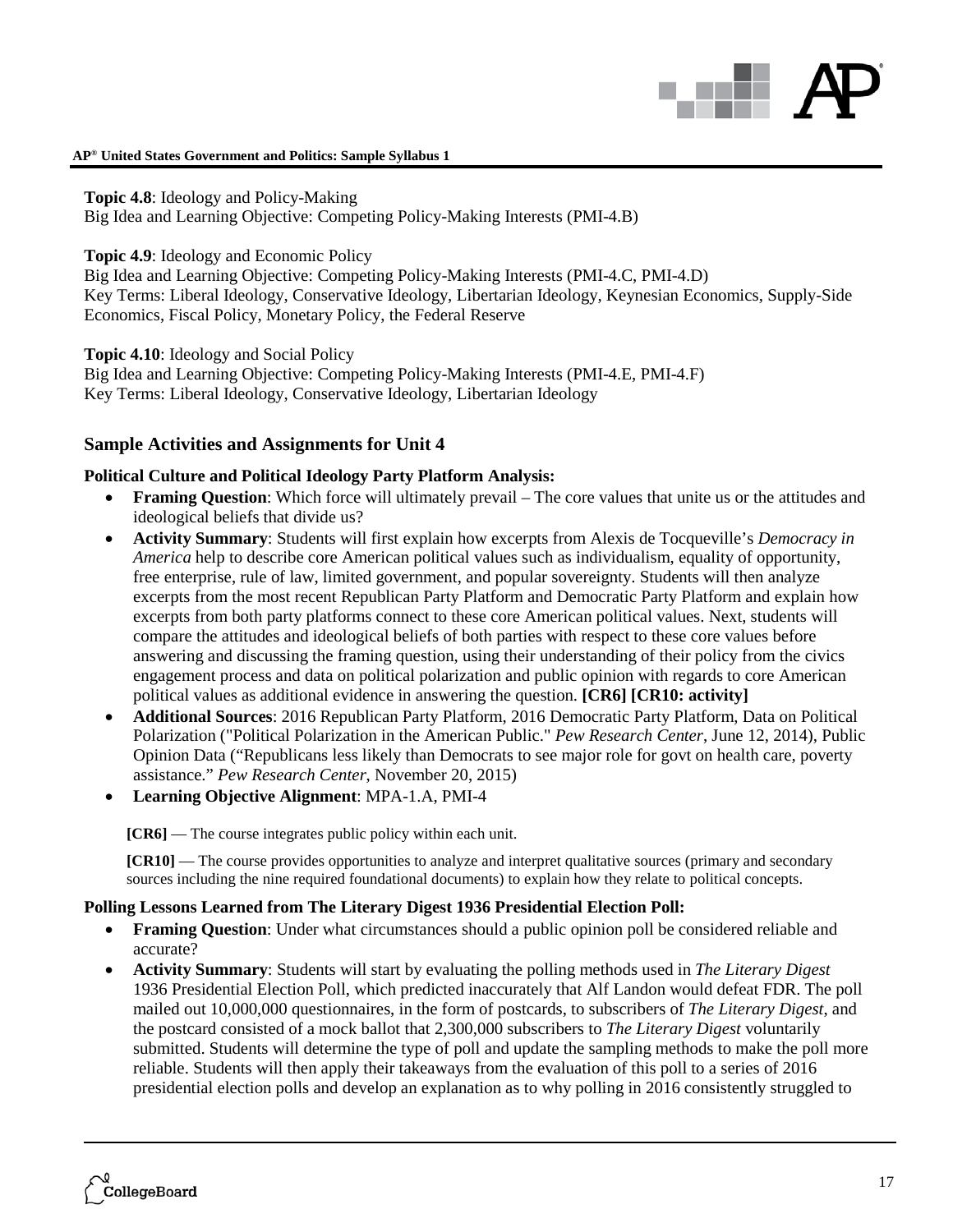**Topic 4.8**: Ideology and Policy-Making
Big Idea and Learning Objective: Competing Policy-Making Interests (PMI-4.B)

**Topic 4.9**: Ideology and Economic Policy
Big Idea and Learning Objective: Competing Policy-Making Interests (PMI-4.C, PMI-4.D)
Key Terms: Liberal Ideology, Conservative Ideology, Libertarian Ideology, Keynesian Economics, Supply-Side Economics, Fiscal Policy, Monetary Policy, the Federal Reserve

**Topic 4.10**: Ideology and Social Policy
Big Idea and Learning Objective: Competing Policy-Making Interests (PMI-4.E, PMI-4.F)
Key Terms: Liberal Ideology, Conservative Ideology, Libertarian Ideology

## Sample Activities and Assignments for Unit 4

**Political Culture and Political Ideology Party Platform Analysis:**

- **Framing Question**: Which force will ultimately prevail – The core values that unite us or the attitudes and ideological beliefs that divide us?
- **Activity Summary**: Students will first explain how excerpts from Alexis de Tocqueville's *Democracy in America* help to describe core American political values such as individualism, equality of opportunity, free enterprise, rule of law, limited government, and popular sovereignty. Students will then analyze excerpts from the most recent Republican Party Platform and Democratic Party Platform and explain how excerpts from both party platforms connect to these core American political values. Next, students will compare the attitudes and ideological beliefs of both parties with respect to these core values before answering and discussing the framing question, using their understanding of their policy from the civics engagement process and data on political polarization and public opinion with regards to core American political values as additional evidence in answering the question. **[CR6] [CR10: activity]**
- **Additional Sources**: 2016 Republican Party Platform, 2016 Democratic Party Platform, Data on Political Polarization ("Political Polarization in the American Public." *Pew Research Center*, June 12, 2014), Public Opinion Data ("Republicans less likely than Democrats to see major role for govt on health care, poverty assistance." *Pew Research Center*, November 20, 2015)
- **Learning Objective Alignment**: MPA-1.A, PMI-4

**[CR6]** — The course integrates public policy within each unit.

**[CR10]** — The course provides opportunities to analyze and interpret qualitative sources (primary and secondary sources including the nine required foundational documents) to explain how they relate to political concepts.

**Polling Lessons Learned from The Literary Digest 1936 Presidential Election Poll:**

- **Framing Question**: Under what circumstances should a public opinion poll be considered reliable and accurate?
- **Activity Summary**: Students will start by evaluating the polling methods used in *The Literary Digest* 1936 Presidential Election Poll, which predicted inaccurately that Alf Landon would defeat FDR. The poll mailed out 10,000,000 questionnaires, in the form of postcards, to subscribers of *The Literary Digest*, and the postcard consisted of a mock ballot that 2,300,000 subscribers to *The Literary Digest* voluntarily submitted. Students will determine the type of poll and update the sampling methods to make the poll more reliable. Students will then apply their takeaways from the evaluation of this poll to a series of 2016 presidential election polls and develop an explanation as to why polling in 2016 consistently struggled to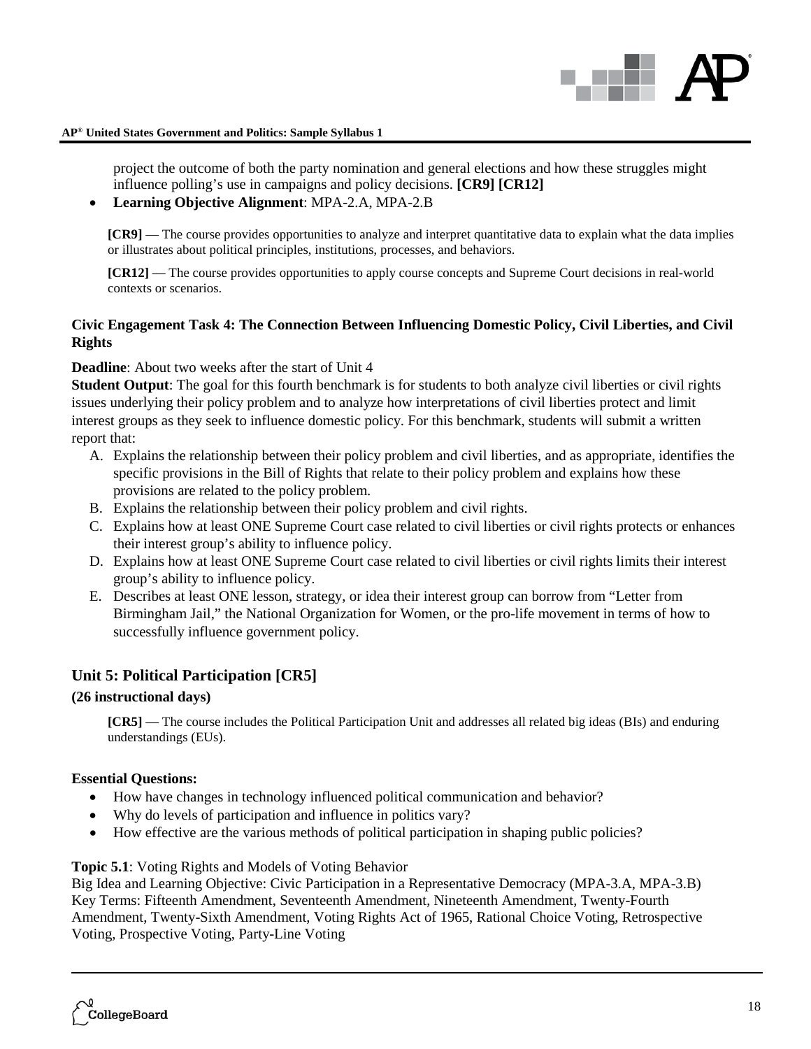project the outcome of both the party nomination and general elections and how these struggles might influence polling's use in campaigns and policy decisions. **[CR9] [CR12]**

- **Learning Objective Alignment**: MPA-2.A, MPA-2.B

**[CR9]** — The course provides opportunities to analyze and interpret quantitative data to explain what the data implies or illustrates about political principles, institutions, processes, and behaviors.

**[CR12]** — The course provides opportunities to apply course concepts and Supreme Court decisions in real-world contexts or scenarios.

### Civic Engagement Task 4: The Connection Between Influencing Domestic Policy, Civil Liberties, and Civil Rights

**Deadline**: About two weeks after the start of Unit 4
**Student Output**: The goal for this fourth benchmark is for students to both analyze civil liberties or civil rights issues underlying their policy problem and to analyze how interpretations of civil liberties protect and limit interest groups as they seek to influence domestic policy. For this benchmark, students will submit a written report that:

A. Explains the relationship between their policy problem and civil liberties, and as appropriate, identifies the specific provisions in the Bill of Rights that relate to their policy problem and explains how these provisions are related to the policy problem.
B. Explains the relationship between their policy problem and civil rights.
C. Explains how at least ONE Supreme Court case related to civil liberties or civil rights protects or enhances their interest group's ability to influence policy.
D. Explains how at least ONE Supreme Court case related to civil liberties or civil rights limits their interest group's ability to influence policy.
E. Describes at least ONE lesson, strategy, or idea their interest group can borrow from "Letter from Birmingham Jail," the National Organization for Women, or the pro-life movement in terms of how to successfully influence government policy.

## Unit 5: Political Participation [CR5]

**(26 instructional days)**

**[CR5]** — The course includes the Political Participation Unit and addresses all related big ideas (BIs) and enduring understandings (EUs).

**Essential Questions:**

- How have changes in technology influenced political communication and behavior?
- Why do levels of participation and influence in politics vary?
- How effective are the various methods of political participation in shaping public policies?

**Topic 5.1**: Voting Rights and Models of Voting Behavior
Big Idea and Learning Objective: Civic Participation in a Representative Democracy (MPA-3.A, MPA-3.B)
Key Terms: Fifteenth Amendment, Seventeenth Amendment, Nineteenth Amendment, Twenty-Fourth Amendment, Twenty-Sixth Amendment, Voting Rights Act of 1965, Rational Choice Voting, Retrospective Voting, Prospective Voting, Party-Line Voting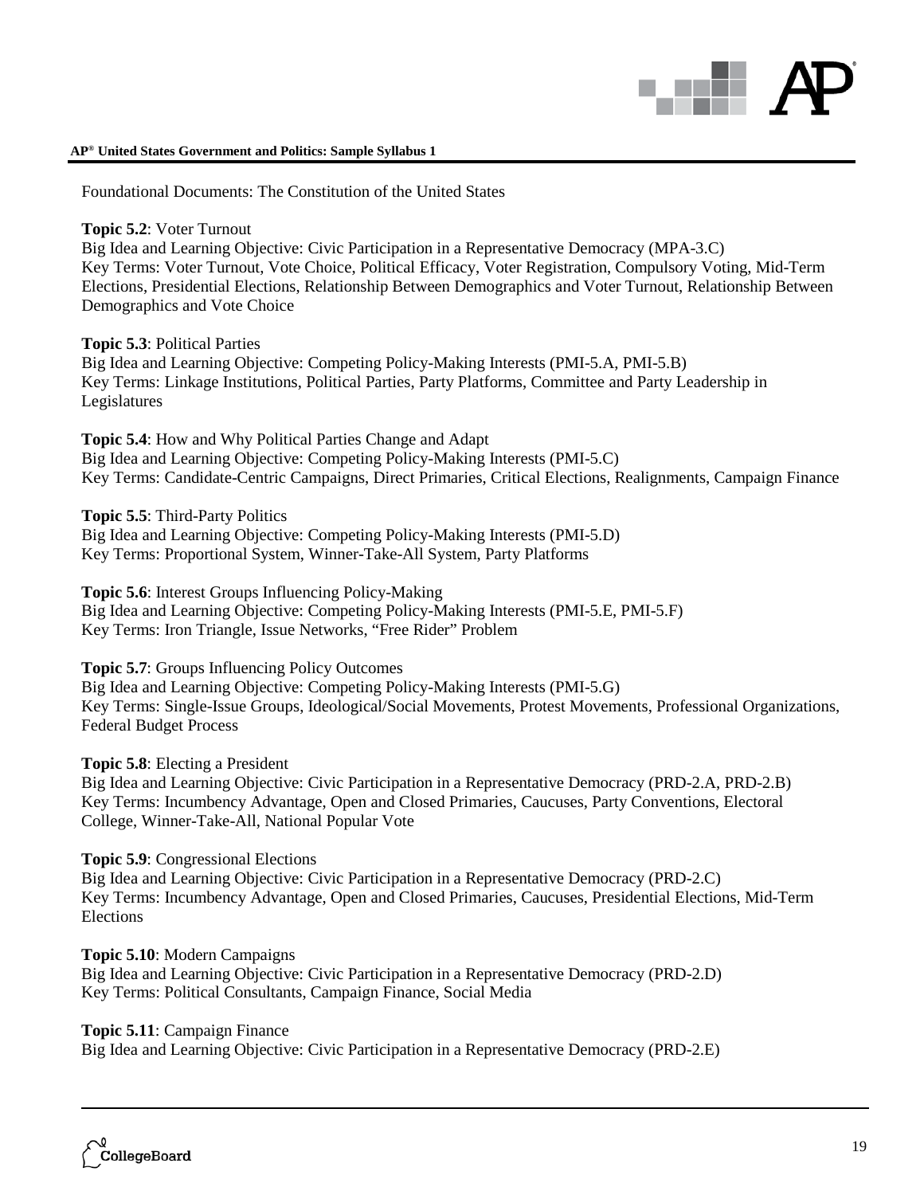Foundational Documents: The Constitution of the United States

**Topic 5.2**: Voter Turnout
Big Idea and Learning Objective: Civic Participation in a Representative Democracy (MPA-3.C)
Key Terms: Voter Turnout, Vote Choice, Political Efficacy, Voter Registration, Compulsory Voting, Mid-Term Elections, Presidential Elections, Relationship Between Demographics and Voter Turnout, Relationship Between Demographics and Vote Choice

**Topic 5.3**: Political Parties
Big Idea and Learning Objective: Competing Policy-Making Interests (PMI-5.A, PMI-5.B)
Key Terms: Linkage Institutions, Political Parties, Party Platforms, Committee and Party Leadership in Legislatures

**Topic 5.4**: How and Why Political Parties Change and Adapt
Big Idea and Learning Objective: Competing Policy-Making Interests (PMI-5.C)
Key Terms: Candidate-Centric Campaigns, Direct Primaries, Critical Elections, Realignments, Campaign Finance

**Topic 5.5**: Third-Party Politics
Big Idea and Learning Objective: Competing Policy-Making Interests (PMI-5.D)
Key Terms: Proportional System, Winner-Take-All System, Party Platforms

**Topic 5.6**: Interest Groups Influencing Policy-Making
Big Idea and Learning Objective: Competing Policy-Making Interests (PMI-5.E, PMI-5.F)
Key Terms: Iron Triangle, Issue Networks, "Free Rider" Problem

**Topic 5.7**: Groups Influencing Policy Outcomes
Big Idea and Learning Objective: Competing Policy-Making Interests (PMI-5.G)
Key Terms: Single-Issue Groups, Ideological/Social Movements, Protest Movements, Professional Organizations, Federal Budget Process

**Topic 5.8**: Electing a President
Big Idea and Learning Objective: Civic Participation in a Representative Democracy (PRD-2.A, PRD-2.B)
Key Terms: Incumbency Advantage, Open and Closed Primaries, Caucuses, Party Conventions, Electoral College, Winner-Take-All, National Popular Vote

**Topic 5.9**: Congressional Elections
Big Idea and Learning Objective: Civic Participation in a Representative Democracy (PRD-2.C)
Key Terms: Incumbency Advantage, Open and Closed Primaries, Caucuses, Presidential Elections, Mid-Term Elections

**Topic 5.10**: Modern Campaigns
Big Idea and Learning Objective: Civic Participation in a Representative Democracy (PRD-2.D)
Key Terms: Political Consultants, Campaign Finance, Social Media

**Topic 5.11**: Campaign Finance
Big Idea and Learning Objective: Civic Participation in a Representative Democracy (PRD-2.E)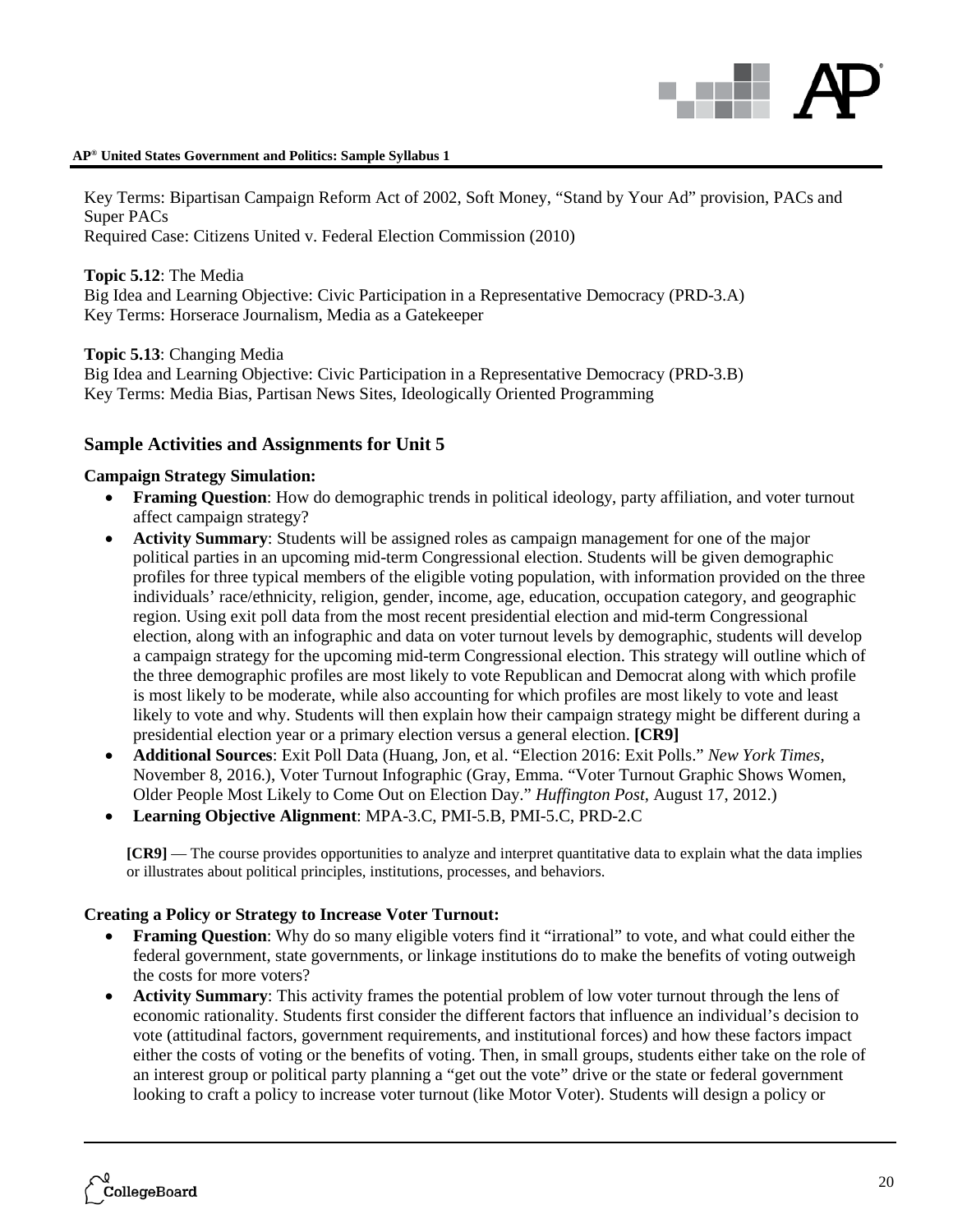Key Terms: Bipartisan Campaign Reform Act of 2002, Soft Money, "Stand by Your Ad" provision, PACs and Super PACs
Required Case: Citizens United v. Federal Election Commission (2010)

**Topic 5.12**: The Media
Big Idea and Learning Objective: Civic Participation in a Representative Democracy (PRD-3.A)
Key Terms: Horserace Journalism, Media as a Gatekeeper

**Topic 5.13**: Changing Media
Big Idea and Learning Objective: Civic Participation in a Representative Democracy (PRD-3.B)
Key Terms: Media Bias, Partisan News Sites, Ideologically Oriented Programming

## Sample Activities and Assignments for Unit 5

**Campaign Strategy Simulation:**

- **Framing Question**: How do demographic trends in political ideology, party affiliation, and voter turnout affect campaign strategy?
- **Activity Summary**: Students will be assigned roles as campaign management for one of the major political parties in an upcoming mid-term Congressional election. Students will be given demographic profiles for three typical members of the eligible voting population, with information provided on the three individuals' race/ethnicity, religion, gender, income, age, education, occupation category, and geographic region. Using exit poll data from the most recent presidential election and mid-term Congressional election, along with an infographic and data on voter turnout levels by demographic, students will develop a campaign strategy for the upcoming mid-term Congressional election. This strategy will outline which of the three demographic profiles are most likely to vote Republican and Democrat along with which profile is most likely to be moderate, while also accounting for which profiles are most likely to vote and least likely to vote and why. Students will then explain how their campaign strategy might be different during a presidential election year or a primary election versus a general election. **[CR9]**
- **Additional Sources**: Exit Poll Data (Huang, Jon, et al. "Election 2016: Exit Polls." *New York Times*, November 8, 2016.), Voter Turnout Infographic (Gray, Emma. "Voter Turnout Graphic Shows Women, Older People Most Likely to Come Out on Election Day." *Huffington Post*, August 17, 2012.)
- **Learning Objective Alignment**: MPA-3.C, PMI-5.B, PMI-5.C, PRD-2.C

**[CR9]** — The course provides opportunities to analyze and interpret quantitative data to explain what the data implies or illustrates about political principles, institutions, processes, and behaviors.

**Creating a Policy or Strategy to Increase Voter Turnout:**

- **Framing Question**: Why do so many eligible voters find it "irrational" to vote, and what could either the federal government, state governments, or linkage institutions do to make the benefits of voting outweigh the costs for more voters?
- **Activity Summary**: This activity frames the potential problem of low voter turnout through the lens of economic rationality. Students first consider the different factors that influence an individual's decision to vote (attitudinal factors, government requirements, and institutional forces) and how these factors impact either the costs of voting or the benefits of voting. Then, in small groups, students either take on the role of an interest group or political party planning a "get out the vote" drive or the state or federal government looking to craft a policy to increase voter turnout (like Motor Voter). Students will design a policy or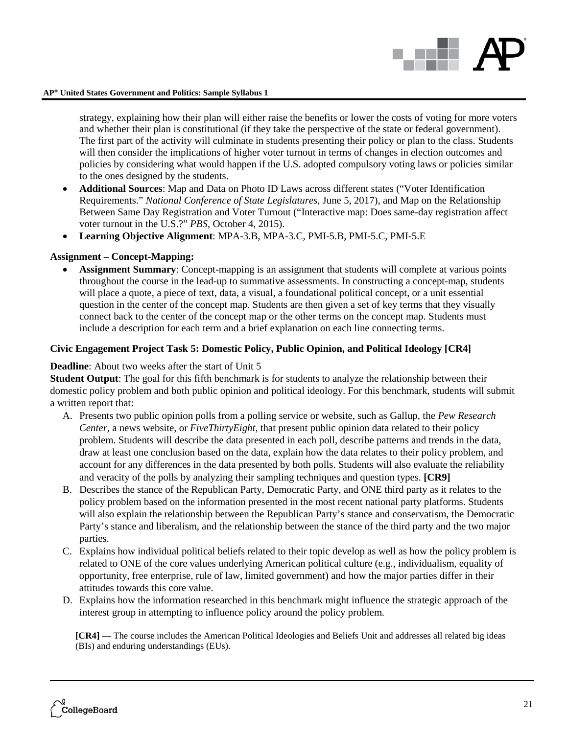strategy, explaining how their plan will either raise the benefits or lower the costs of voting for more voters and whether their plan is constitutional (if they take the perspective of the state or federal government). The first part of the activity will culminate in students presenting their policy or plan to the class. Students will then consider the implications of higher voter turnout in terms of changes in election outcomes and policies by considering what would happen if the U.S. adopted compulsory voting laws or policies similar to the ones designed by the students.

- **Additional Sources**: Map and Data on Photo ID Laws across different states ("Voter Identification Requirements." *National Conference of State Legislatures*, June 5, 2017), and Map on the Relationship Between Same Day Registration and Voter Turnout ("Interactive map: Does same-day registration affect voter turnout in the U.S.?" *PBS*, October 4, 2015).
- **Learning Objective Alignment**: MPA-3.B, MPA-3.C, PMI-5.B, PMI-5.C, PMI-5.E

**Assignment – Concept-Mapping:**

- **Assignment Summary**: Concept-mapping is an assignment that students will complete at various points throughout the course in the lead-up to summative assessments. In constructing a concept-map, students will place a quote, a piece of text, data, a visual, a foundational political concept, or a unit essential question in the center of the concept map. Students are then given a set of key terms that they visually connect back to the center of the concept map or the other terms on the concept map. Students must include a description for each term and a brief explanation on each line connecting terms.

### Civic Engagement Project Task 5: Domestic Policy, Public Opinion, and Political Ideology [CR4]

**Deadline**: About two weeks after the start of Unit 5

**Student Output**: The goal for this fifth benchmark is for students to analyze the relationship between their domestic policy problem and both public opinion and political ideology. For this benchmark, students will submit a written report that:

A. Presents two public opinion polls from a polling service or website, such as Gallup, the *Pew Research Center*, a news website, or *FiveThirtyEight*, that present public opinion data related to their policy problem. Students will describe the data presented in each poll, describe patterns and trends in the data, draw at least one conclusion based on the data, explain how the data relates to their policy problem, and account for any differences in the data presented by both polls. Students will also evaluate the reliability and veracity of the polls by analyzing their sampling techniques and question types. **[CR9]**

B. Describes the stance of the Republican Party, Democratic Party, and ONE third party as it relates to the policy problem based on the information presented in the most recent national party platforms. Students will also explain the relationship between the Republican Party's stance and conservatism, the Democratic Party's stance and liberalism, and the relationship between the stance of the third party and the two major parties.

C. Explains how individual political beliefs related to their topic develop as well as how the policy problem is related to ONE of the core values underlying American political culture (e.g., individualism, equality of opportunity, free enterprise, rule of law, limited government) and how the major parties differ in their attitudes towards this core value.

D. Explains how the information researched in this benchmark might influence the strategic approach of the interest group in attempting to influence policy around the policy problem.

**[CR4]** — The course includes the American Political Ideologies and Beliefs Unit and addresses all related big ideas (BIs) and enduring understandings (EUs).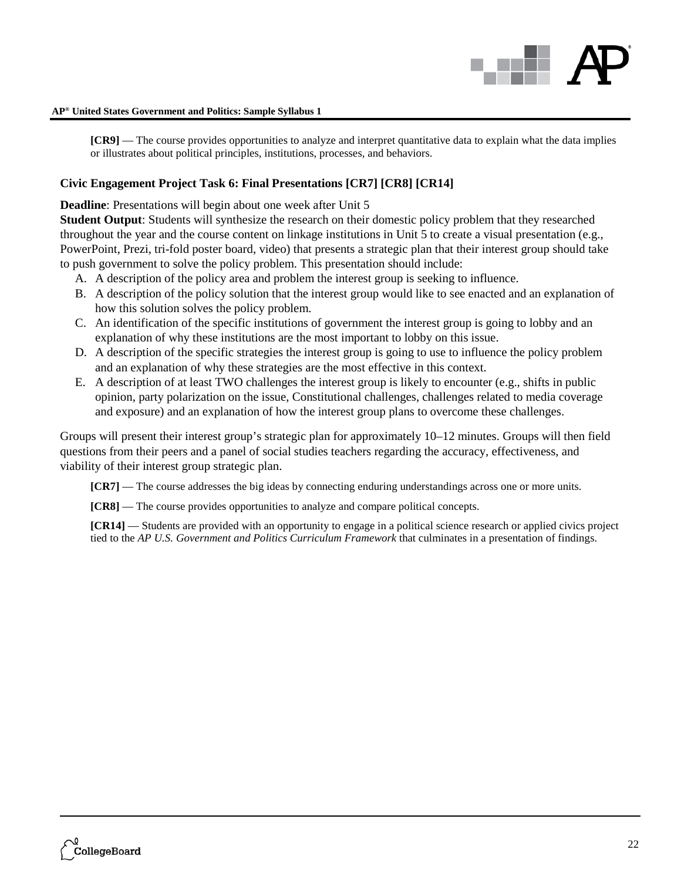**[CR9]** — The course provides opportunities to analyze and interpret quantitative data to explain what the data implies or illustrates about political principles, institutions, processes, and behaviors.

### Civic Engagement Project Task 6: Final Presentations [CR7] [CR8] [CR14]

**Deadline**: Presentations will begin about one week after Unit 5
**Student Output**: Students will synthesize the research on their domestic policy problem that they researched throughout the year and the course content on linkage institutions in Unit 5 to create a visual presentation (e.g., PowerPoint, Prezi, tri-fold poster board, video) that presents a strategic plan that their interest group should take to push government to solve the policy problem. This presentation should include:

A. A description of the policy area and problem the interest group is seeking to influence.
B. A description of the policy solution that the interest group would like to see enacted and an explanation of how this solution solves the policy problem.
C. An identification of the specific institutions of government the interest group is going to lobby and an explanation of why these institutions are the most important to lobby on this issue.
D. A description of the specific strategies the interest group is going to use to influence the policy problem and an explanation of why these strategies are the most effective in this context.
E. A description of at least TWO challenges the interest group is likely to encounter (e.g., shifts in public opinion, party polarization on the issue, Constitutional challenges, challenges related to media coverage and exposure) and an explanation of how the interest group plans to overcome these challenges.

Groups will present their interest group's strategic plan for approximately 10–12 minutes. Groups will then field questions from their peers and a panel of social studies teachers regarding the accuracy, effectiveness, and viability of their interest group strategic plan.

**[CR7]** — The course addresses the big ideas by connecting enduring understandings across one or more units.

**[CR8]** — The course provides opportunities to analyze and compare political concepts.

**[CR14]** — Students are provided with an opportunity to engage in a political science research or applied civics project tied to the *AP U.S. Government and Politics Curriculum Framework* that culminates in a presentation of findings.